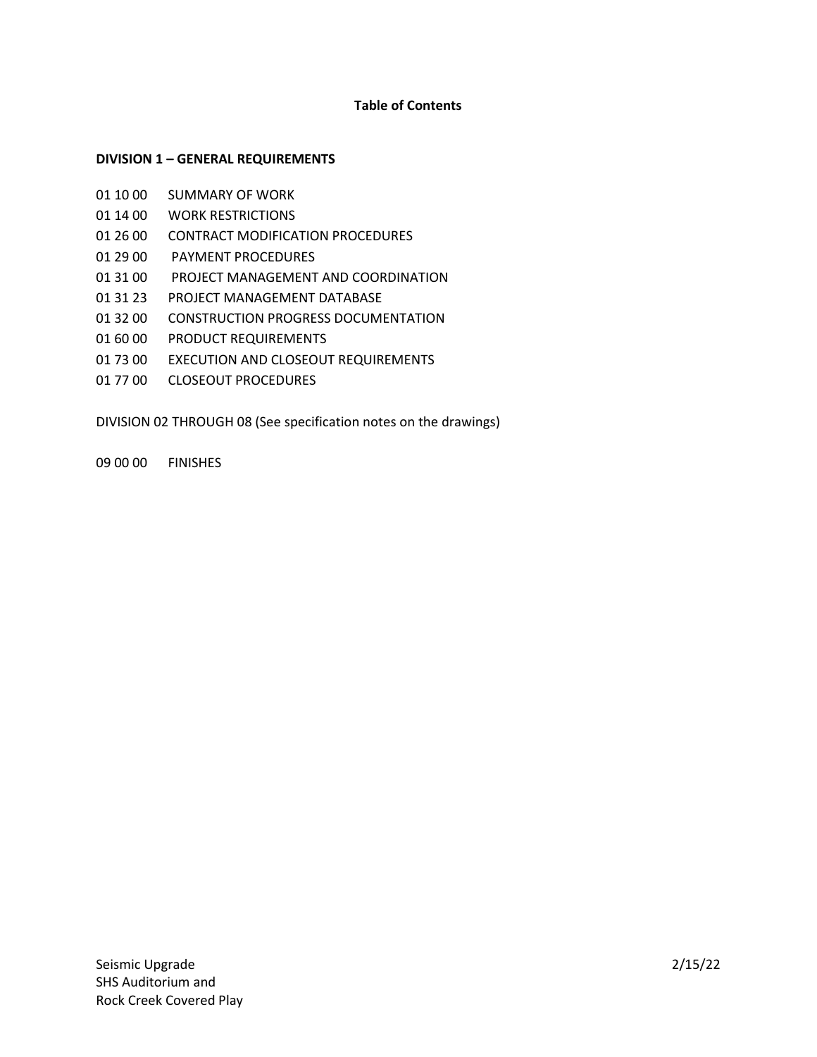# Table of Contents

## DIVISION 1 – GENERAL REQUIREMENTS

01 10 00 SUMMARY OF WORK
01 14 00 WORK RESTRICTIONS
01 26 00 CONTRACT MODIFICATION PROCEDURES
01 29 00 PAYMENT PROCEDURES
01 31 00 PROJECT MANAGEMENT AND COORDINATION
01 31 23 PROJECT MANAGEMENT DATABASE
01 32 00 CONSTRUCTION PROGRESS DOCUMENTATION
01 60 00 PRODUCT REQUIREMENTS
01 73 00 EXECUTION AND CLOSEOUT REQUIREMENTS
01 77 00 CLOSEOUT PROCEDURES

DIVISION 02 THROUGH 08 (See specification notes on the drawings)

09 00 00 FINISHES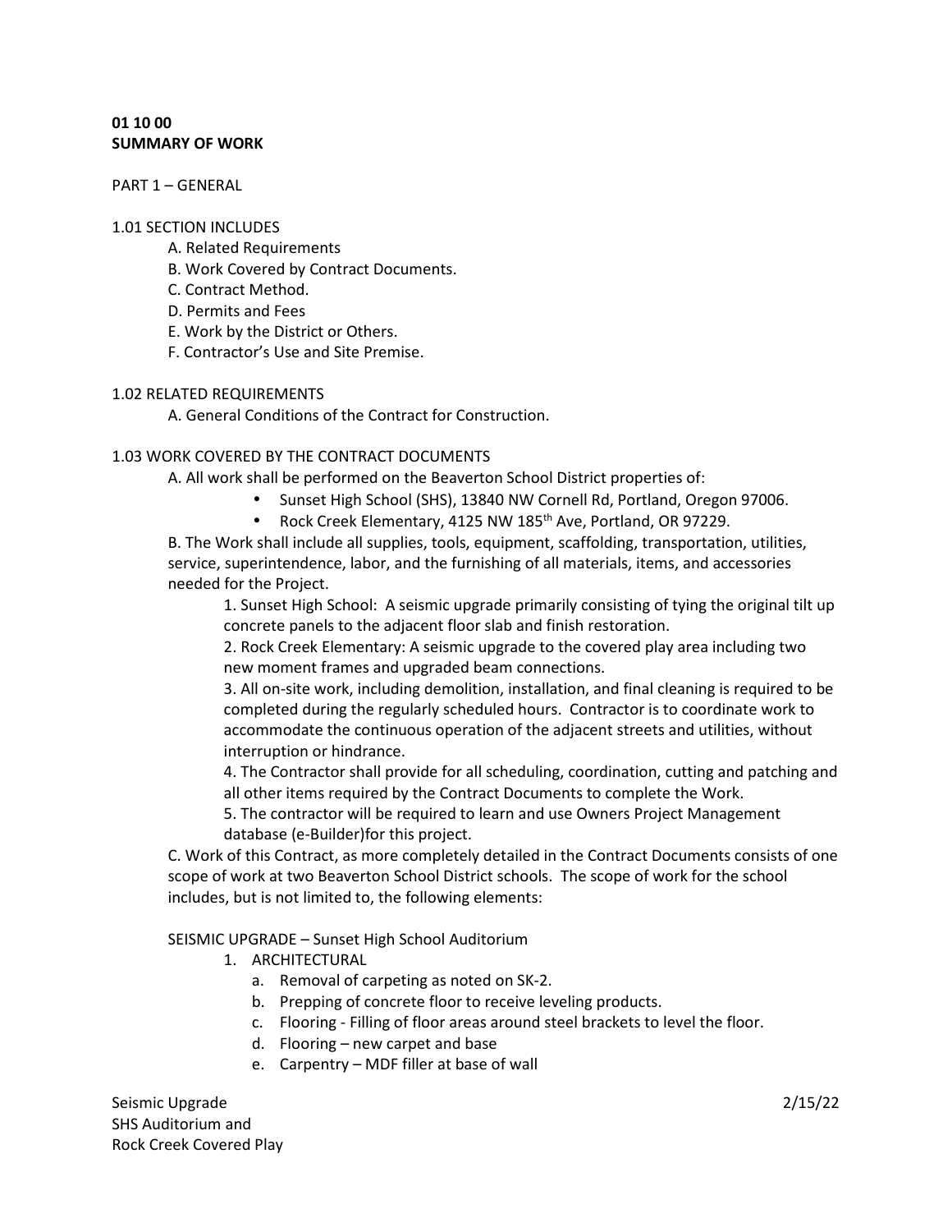**01 10 00**
**SUMMARY OF WORK**

PART 1 – GENERAL

1.01 SECTION INCLUDES

A. Related Requirements
B. Work Covered by Contract Documents.
C. Contract Method.
D. Permits and Fees
E. Work by the District or Others.
F. Contractor's Use and Site Premise.

1.02 RELATED REQUIREMENTS

A. General Conditions of the Contract for Construction.

1.03 WORK COVERED BY THE CONTRACT DOCUMENTS

A. All work shall be performed on the Beaverton School District properties of:

- Sunset High School (SHS), 13840 NW Cornell Rd, Portland, Oregon 97006.
- Rock Creek Elementary, 4125 NW 185th Ave, Portland, OR 97229.

B. The Work shall include all supplies, tools, equipment, scaffolding, transportation, utilities, service, superintendence, labor, and the furnishing of all materials, items, and accessories needed for the Project.

1. Sunset High School: A seismic upgrade primarily consisting of tying the original tilt up concrete panels to the adjacent floor slab and finish restoration.
2. Rock Creek Elementary: A seismic upgrade to the covered play area including two new moment frames and upgraded beam connections.
3. All on-site work, including demolition, installation, and final cleaning is required to be completed during the regularly scheduled hours. Contractor is to coordinate work to accommodate the continuous operation of the adjacent streets and utilities, without interruption or hindrance.
4. The Contractor shall provide for all scheduling, coordination, cutting and patching and all other items required by the Contract Documents to complete the Work.
5. The contractor will be required to learn and use Owners Project Management database (e-Builder)for this project.

C. Work of this Contract, as more completely detailed in the Contract Documents consists of one scope of work at two Beaverton School District schools. The scope of work for the school includes, but is not limited to, the following elements:

SEISMIC UPGRADE – Sunset High School Auditorium

1. ARCHITECTURAL
   a. Removal of carpeting as noted on SK-2.
   b. Prepping of concrete floor to receive leveling products.
   c. Flooring - Filling of floor areas around steel brackets to level the floor.
   d. Flooring – new carpet and base
   e. Carpentry – MDF filler at base of wall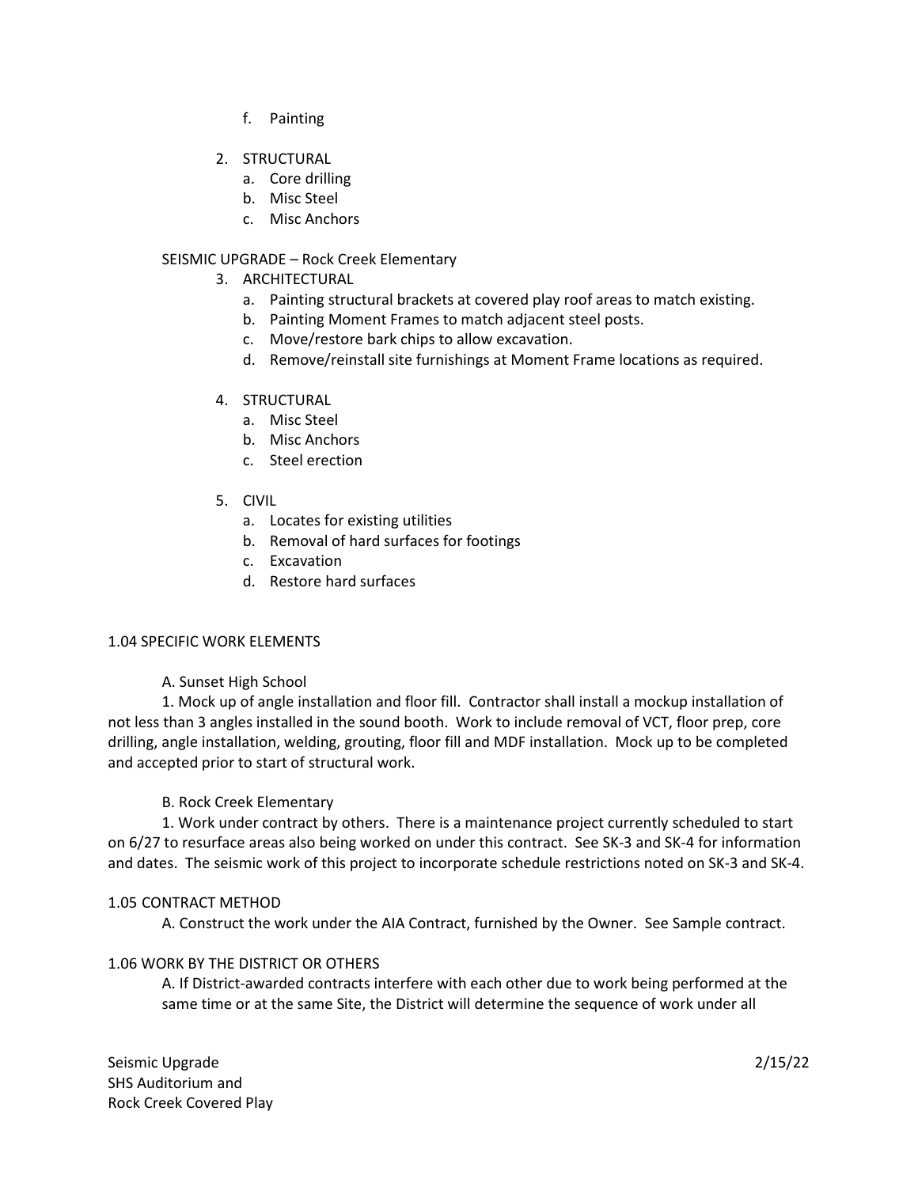f. Painting

2. STRUCTURAL
   a. Core drilling
   b. Misc Steel
   c. Misc Anchors

SEISMIC UPGRADE – Rock Creek Elementary

3. ARCHITECTURAL
   a. Painting structural brackets at covered play roof areas to match existing.
   b. Painting Moment Frames to match adjacent steel posts.
   c. Move/restore bark chips to allow excavation.
   d. Remove/reinstall site furnishings at Moment Frame locations as required.

4. STRUCTURAL
   a. Misc Steel
   b. Misc Anchors
   c. Steel erection

5. CIVIL
   a. Locates for existing utilities
   b. Removal of hard surfaces for footings
   c. Excavation
   d. Restore hard surfaces

1.04 SPECIFIC WORK ELEMENTS

A. Sunset High School

1. Mock up of angle installation and floor fill. Contractor shall install a mockup installation of not less than 3 angles installed in the sound booth. Work to include removal of VCT, floor prep, core drilling, angle installation, welding, grouting, floor fill and MDF installation. Mock up to be completed and accepted prior to start of structural work.

B. Rock Creek Elementary

1. Work under contract by others. There is a maintenance project currently scheduled to start on 6/27 to resurface areas also being worked on under this contract. See SK-3 and SK-4 for information and dates. The seismic work of this project to incorporate schedule restrictions noted on SK-3 and SK-4.

1.05 CONTRACT METHOD

A. Construct the work under the AIA Contract, furnished by the Owner. See Sample contract.

1.06 WORK BY THE DISTRICT OR OTHERS

A. If District-awarded contracts interfere with each other due to work being performed at the same time or at the same Site, the District will determine the sequence of work under all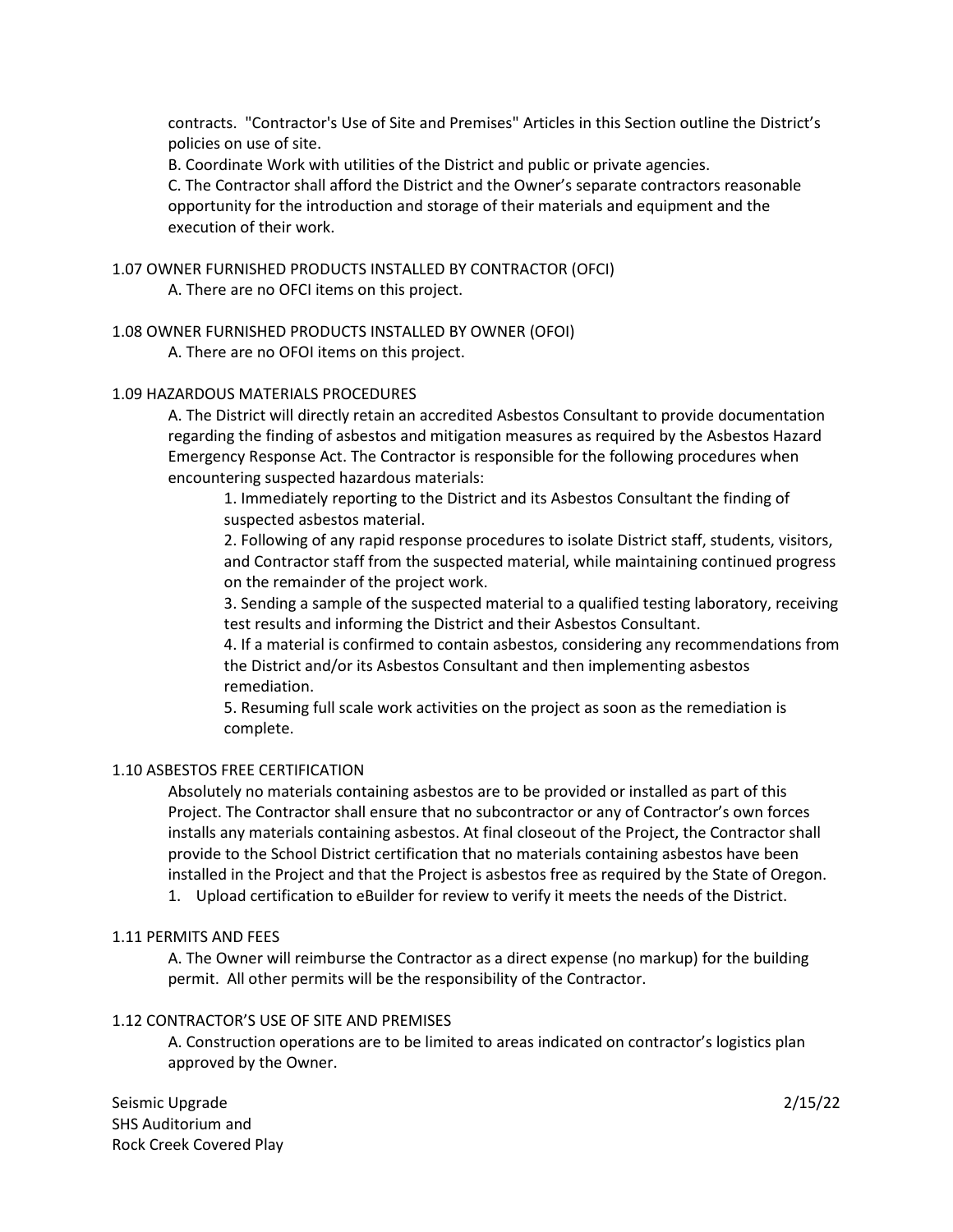contracts. "Contractor's Use of Site and Premises" Articles in this Section outline the District's policies on use of site.

B. Coordinate Work with utilities of the District and public or private agencies.

C. The Contractor shall afford the District and the Owner's separate contractors reasonable opportunity for the introduction and storage of their materials and equipment and the execution of their work.

1.07 OWNER FURNISHED PRODUCTS INSTALLED BY CONTRACTOR (OFCI)

A. There are no OFCI items on this project.

1.08 OWNER FURNISHED PRODUCTS INSTALLED BY OWNER (OFOI)

A. There are no OFOI items on this project.

1.09 HAZARDOUS MATERIALS PROCEDURES

A. The District will directly retain an accredited Asbestos Consultant to provide documentation regarding the finding of asbestos and mitigation measures as required by the Asbestos Hazard Emergency Response Act. The Contractor is responsible for the following procedures when encountering suspected hazardous materials:

1. Immediately reporting to the District and its Asbestos Consultant the finding of suspected asbestos material.
2. Following of any rapid response procedures to isolate District staff, students, visitors, and Contractor staff from the suspected material, while maintaining continued progress on the remainder of the project work.
3. Sending a sample of the suspected material to a qualified testing laboratory, receiving test results and informing the District and their Asbestos Consultant.
4. If a material is confirmed to contain asbestos, considering any recommendations from the District and/or its Asbestos Consultant and then implementing asbestos remediation.
5. Resuming full scale work activities on the project as soon as the remediation is complete.

1.10 ASBESTOS FREE CERTIFICATION

Absolutely no materials containing asbestos are to be provided or installed as part of this Project. The Contractor shall ensure that no subcontractor or any of Contractor's own forces installs any materials containing asbestos. At final closeout of the Project, the Contractor shall provide to the School District certification that no materials containing asbestos have been installed in the Project and that the Project is asbestos free as required by the State of Oregon.

1. Upload certification to eBuilder for review to verify it meets the needs of the District.

1.11 PERMITS AND FEES

A. The Owner will reimburse the Contractor as a direct expense (no markup) for the building permit. All other permits will be the responsibility of the Contractor.

1.12 CONTRACTOR'S USE OF SITE AND PREMISES

A. Construction operations are to be limited to areas indicated on contractor's logistics plan approved by the Owner.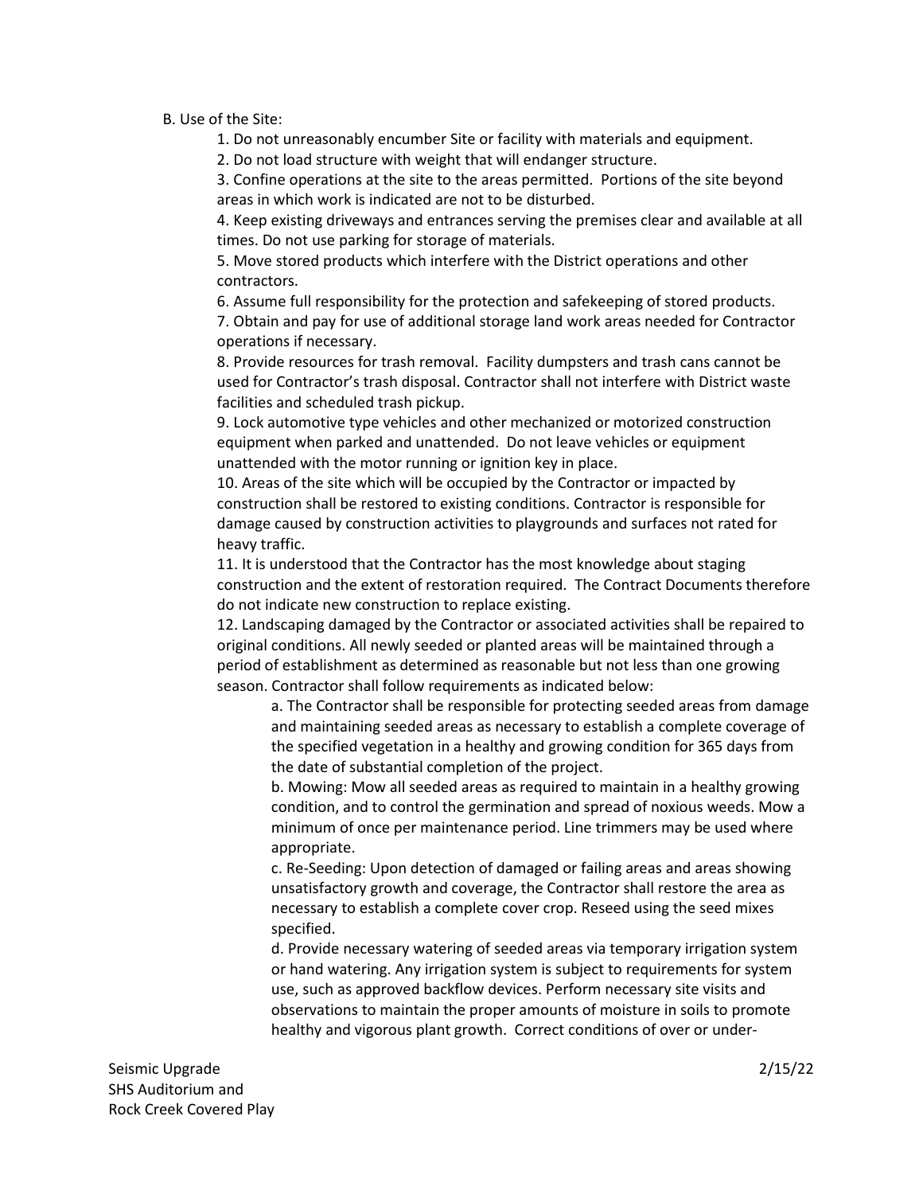B. Use of the Site:

1. Do not unreasonably encumber Site or facility with materials and equipment.
2. Do not load structure with weight that will endanger structure.
3. Confine operations at the site to the areas permitted. Portions of the site beyond areas in which work is indicated are not to be disturbed.
4. Keep existing driveways and entrances serving the premises clear and available at all times. Do not use parking for storage of materials.
5. Move stored products which interfere with the District operations and other contractors.
6. Assume full responsibility for the protection and safekeeping of stored products.
7. Obtain and pay for use of additional storage land work areas needed for Contractor operations if necessary.
8. Provide resources for trash removal. Facility dumpsters and trash cans cannot be used for Contractor's trash disposal. Contractor shall not interfere with District waste facilities and scheduled trash pickup.
9. Lock automotive type vehicles and other mechanized or motorized construction equipment when parked and unattended. Do not leave vehicles or equipment unattended with the motor running or ignition key in place.
10. Areas of the site which will be occupied by the Contractor or impacted by construction shall be restored to existing conditions. Contractor is responsible for damage caused by construction activities to playgrounds and surfaces not rated for heavy traffic.
11. It is understood that the Contractor has the most knowledge about staging construction and the extent of restoration required. The Contract Documents therefore do not indicate new construction to replace existing.
12. Landscaping damaged by the Contractor or associated activities shall be repaired to original conditions. All newly seeded or planted areas will be maintained through a period of establishment as determined as reasonable but not less than one growing season. Contractor shall follow requirements as indicated below:
    a. The Contractor shall be responsible for protecting seeded areas from damage and maintaining seeded areas as necessary to establish a complete coverage of the specified vegetation in a healthy and growing condition for 365 days from the date of substantial completion of the project.
    b. Mowing: Mow all seeded areas as required to maintain in a healthy growing condition, and to control the germination and spread of noxious weeds. Mow a minimum of once per maintenance period. Line trimmers may be used where appropriate.
    c. Re-Seeding: Upon detection of damaged or failing areas and areas showing unsatisfactory growth and coverage, the Contractor shall restore the area as necessary to establish a complete cover crop. Reseed using the seed mixes specified.
    d. Provide necessary watering of seeded areas via temporary irrigation system or hand watering. Any irrigation system is subject to requirements for system use, such as approved backflow devices. Perform necessary site visits and observations to maintain the proper amounts of moisture in soils to promote healthy and vigorous plant growth. Correct conditions of over or under-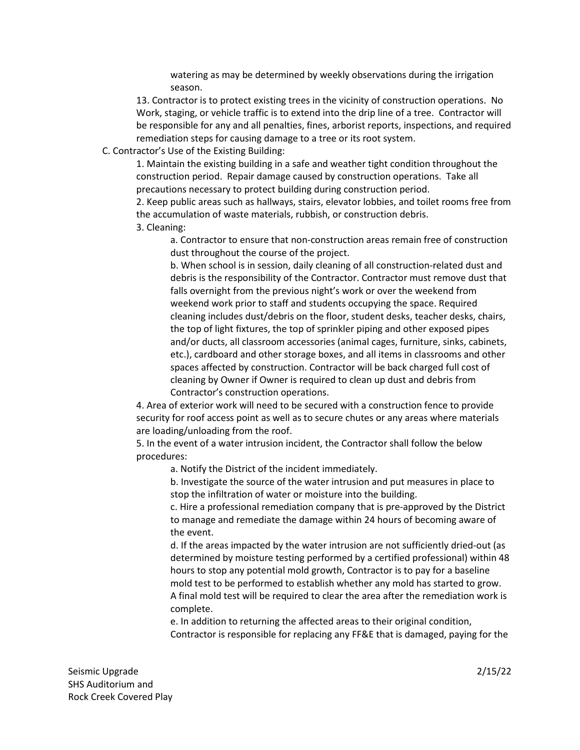watering as may be determined by weekly observations during the irrigation season.

13. Contractor is to protect existing trees in the vicinity of construction operations. No Work, staging, or vehicle traffic is to extend into the drip line of a tree. Contractor will be responsible for any and all penalties, fines, arborist reports, inspections, and required remediation steps for causing damage to a tree or its root system.

C. Contractor's Use of the Existing Building:

1. Maintain the existing building in a safe and weather tight condition throughout the construction period. Repair damage caused by construction operations. Take all precautions necessary to protect building during construction period.

2. Keep public areas such as hallways, stairs, elevator lobbies, and toilet rooms free from the accumulation of waste materials, rubbish, or construction debris.

3. Cleaning:

a. Contractor to ensure that non-construction areas remain free of construction dust throughout the course of the project.

b. When school is in session, daily cleaning of all construction-related dust and debris is the responsibility of the Contractor. Contractor must remove dust that falls overnight from the previous night's work or over the weekend from weekend work prior to staff and students occupying the space. Required cleaning includes dust/debris on the floor, student desks, teacher desks, chairs, the top of light fixtures, the top of sprinkler piping and other exposed pipes and/or ducts, all classroom accessories (animal cages, furniture, sinks, cabinets, etc.), cardboard and other storage boxes, and all items in classrooms and other spaces affected by construction. Contractor will be back charged full cost of cleaning by Owner if Owner is required to clean up dust and debris from Contractor's construction operations.

4. Area of exterior work will need to be secured with a construction fence to provide security for roof access point as well as to secure chutes or any areas where materials are loading/unloading from the roof.

5. In the event of a water intrusion incident, the Contractor shall follow the below procedures:

a. Notify the District of the incident immediately.

b. Investigate the source of the water intrusion and put measures in place to stop the infiltration of water or moisture into the building.

c. Hire a professional remediation company that is pre-approved by the District to manage and remediate the damage within 24 hours of becoming aware of the event.

d. If the areas impacted by the water intrusion are not sufficiently dried-out (as determined by moisture testing performed by a certified professional) within 48 hours to stop any potential mold growth, Contractor is to pay for a baseline mold test to be performed to establish whether any mold has started to grow. A final mold test will be required to clear the area after the remediation work is complete.

e. In addition to returning the affected areas to their original condition, Contractor is responsible for replacing any FF&E that is damaged, paying for the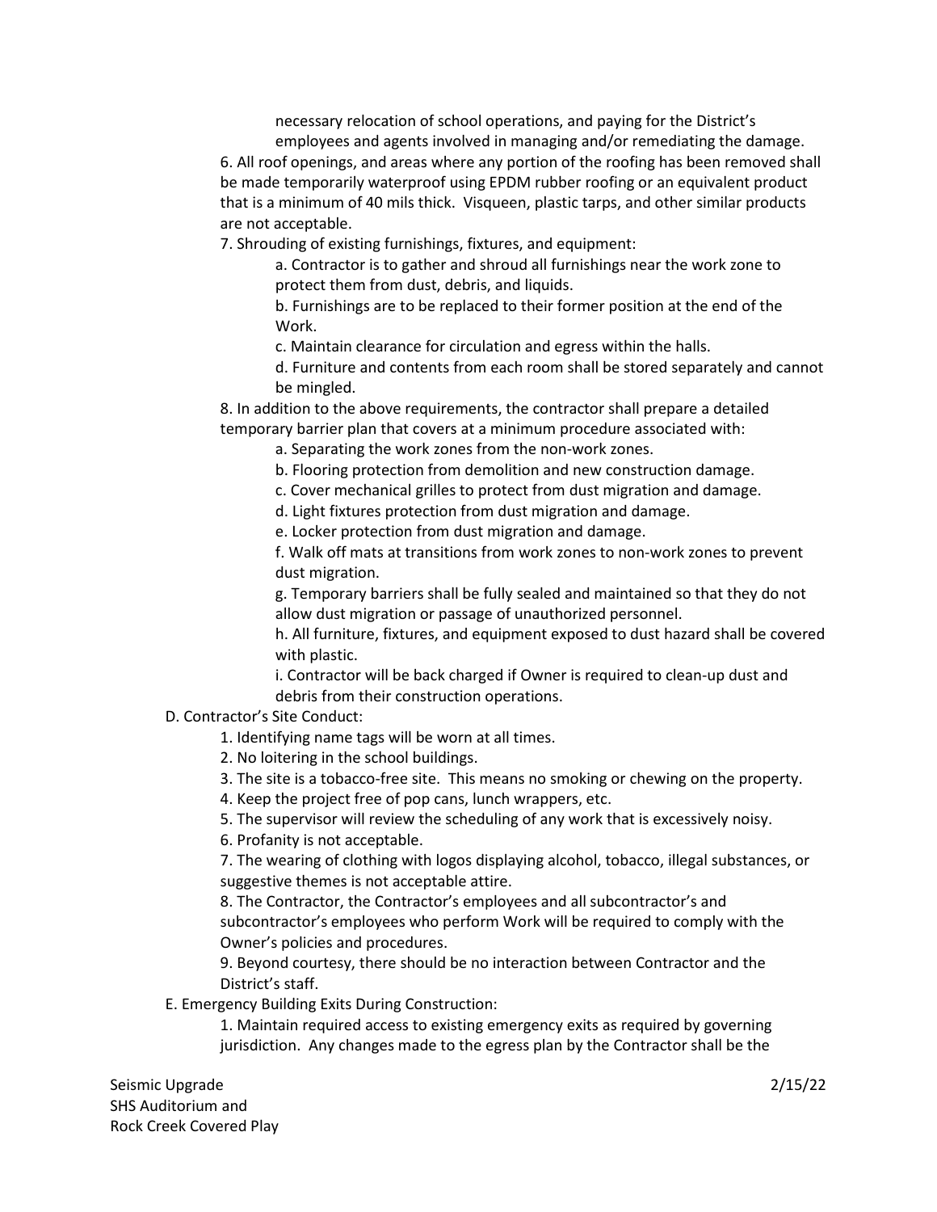necessary relocation of school operations, and paying for the District's employees and agents involved in managing and/or remediating the damage.

6. All roof openings, and areas where any portion of the roofing has been removed shall be made temporarily waterproof using EPDM rubber roofing or an equivalent product that is a minimum of 40 mils thick. Visqueen, plastic tarps, and other similar products are not acceptable.

7. Shrouding of existing furnishings, fixtures, and equipment:

   a. Contractor is to gather and shroud all furnishings near the work zone to protect them from dust, debris, and liquids.

   b. Furnishings are to be replaced to their former position at the end of the Work.

   c. Maintain clearance for circulation and egress within the halls.

   d. Furniture and contents from each room shall be stored separately and cannot be mingled.

8. In addition to the above requirements, the contractor shall prepare a detailed temporary barrier plan that covers at a minimum procedure associated with:

   a. Separating the work zones from the non-work zones.

   b. Flooring protection from demolition and new construction damage.

   c. Cover mechanical grilles to protect from dust migration and damage.

   d. Light fixtures protection from dust migration and damage.

   e. Locker protection from dust migration and damage.

   f. Walk off mats at transitions from work zones to non-work zones to prevent dust migration.

   g. Temporary barriers shall be fully sealed and maintained so that they do not allow dust migration or passage of unauthorized personnel.

   h. All furniture, fixtures, and equipment exposed to dust hazard shall be covered with plastic.

   i. Contractor will be back charged if Owner is required to clean-up dust and debris from their construction operations.

D. Contractor's Site Conduct:

1. Identifying name tags will be worn at all times.

2. No loitering in the school buildings.

3. The site is a tobacco-free site. This means no smoking or chewing on the property.

4. Keep the project free of pop cans, lunch wrappers, etc.

5. The supervisor will review the scheduling of any work that is excessively noisy.

6. Profanity is not acceptable.

7. The wearing of clothing with logos displaying alcohol, tobacco, illegal substances, or suggestive themes is not acceptable attire.

8. The Contractor, the Contractor's employees and all subcontractor's and subcontractor's employees who perform Work will be required to comply with the Owner's policies and procedures.

9. Beyond courtesy, there should be no interaction between Contractor and the District's staff.

E. Emergency Building Exits During Construction:

1. Maintain required access to existing emergency exits as required by governing jurisdiction. Any changes made to the egress plan by the Contractor shall be the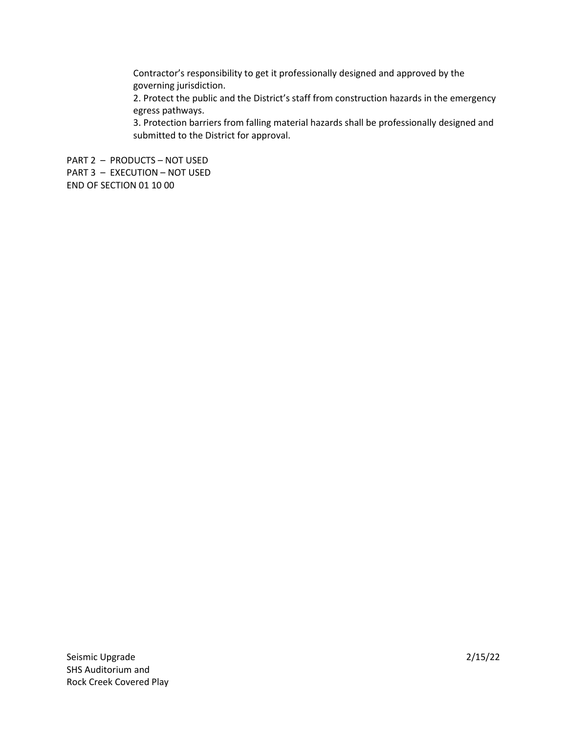Contractor's responsibility to get it professionally designed and approved by the governing jurisdiction.

2. Protect the public and the District's staff from construction hazards in the emergency egress pathways.

3. Protection barriers from falling material hazards shall be professionally designed and submitted to the District for approval.

PART 2 – PRODUCTS – NOT USED

PART 3 – EXECUTION – NOT USED

END OF SECTION 01 10 00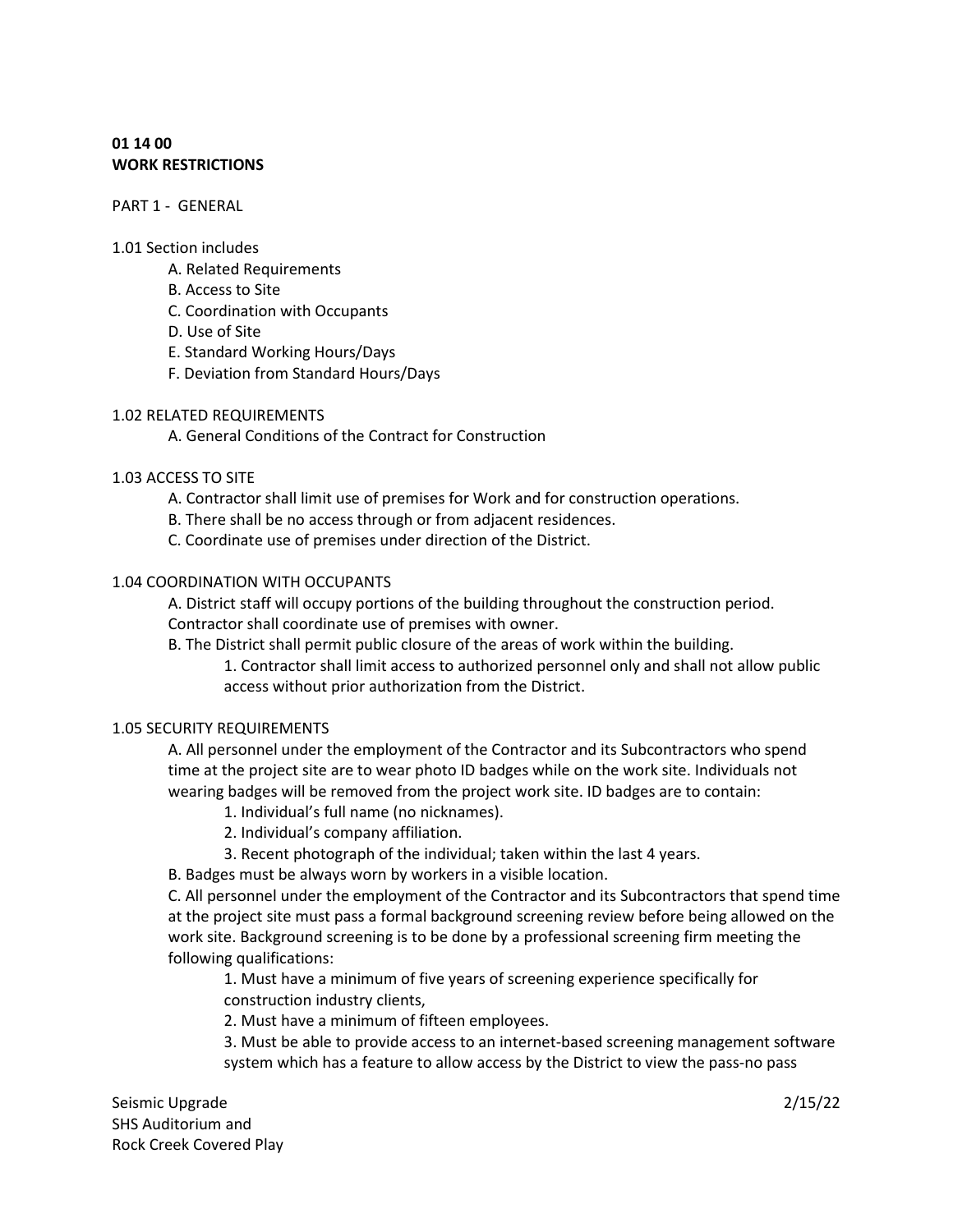**01 14 00**
**WORK RESTRICTIONS**

PART 1 - GENERAL

1.01 Section includes

- A. Related Requirements
- B. Access to Site
- C. Coordination with Occupants
- D. Use of Site
- E. Standard Working Hours/Days
- F. Deviation from Standard Hours/Days

1.02 RELATED REQUIREMENTS

A. General Conditions of the Contract for Construction

1.03 ACCESS TO SITE

A. Contractor shall limit use of premises for Work and for construction operations.

B. There shall be no access through or from adjacent residences.

C. Coordinate use of premises under direction of the District.

1.04 COORDINATION WITH OCCUPANTS

A. District staff will occupy portions of the building throughout the construction period. Contractor shall coordinate use of premises with owner.

B. The District shall permit public closure of the areas of work within the building.

1. Contractor shall limit access to authorized personnel only and shall not allow public access without prior authorization from the District.

1.05 SECURITY REQUIREMENTS

A. All personnel under the employment of the Contractor and its Subcontractors who spend time at the project site are to wear photo ID badges while on the work site. Individuals not wearing badges will be removed from the project work site. ID badges are to contain:

1. Individual's full name (no nicknames).
2. Individual's company affiliation.
3. Recent photograph of the individual; taken within the last 4 years.

B. Badges must be always worn by workers in a visible location.

C. All personnel under the employment of the Contractor and its Subcontractors that spend time at the project site must pass a formal background screening review before being allowed on the work site. Background screening is to be done by a professional screening firm meeting the following qualifications:

1. Must have a minimum of five years of screening experience specifically for construction industry clients,
2. Must have a minimum of fifteen employees.
3. Must be able to provide access to an internet-based screening management software system which has a feature to allow access by the District to view the pass-no pass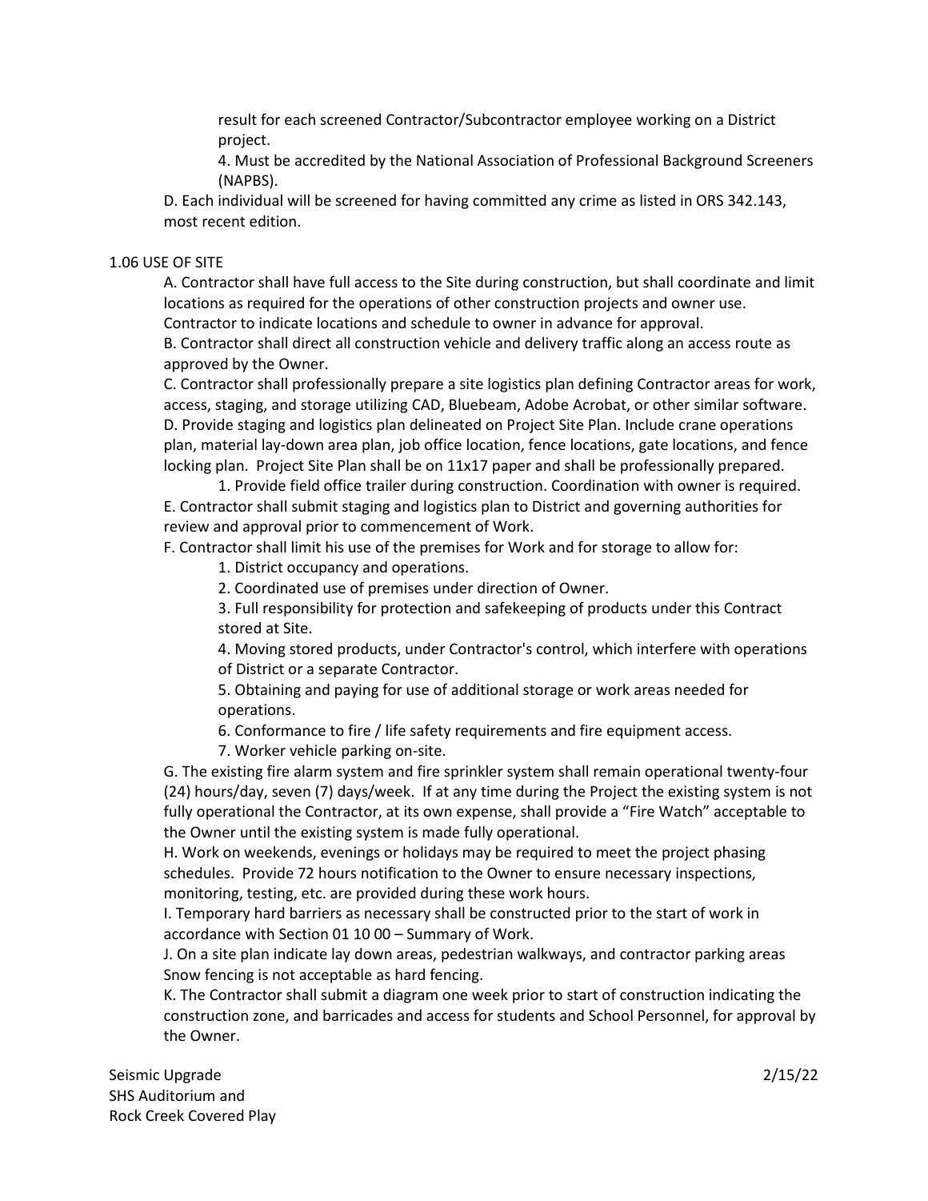result for each screened Contractor/Subcontractor employee working on a District project.

4. Must be accredited by the National Association of Professional Background Screeners (NAPBS).

D. Each individual will be screened for having committed any crime as listed in ORS 342.143, most recent edition.

1.06 USE OF SITE

A. Contractor shall have full access to the Site during construction, but shall coordinate and limit locations as required for the operations of other construction projects and owner use. Contractor to indicate locations and schedule to owner in advance for approval.

B. Contractor shall direct all construction vehicle and delivery traffic along an access route as approved by the Owner.

C. Contractor shall professionally prepare a site logistics plan defining Contractor areas for work, access, staging, and storage utilizing CAD, Bluebeam, Adobe Acrobat, or other similar software.

D. Provide staging and logistics plan delineated on Project Site Plan. Include crane operations plan, material lay-down area plan, job office location, fence locations, gate locations, and fence locking plan. Project Site Plan shall be on 11x17 paper and shall be professionally prepared.

1. Provide field office trailer during construction. Coordination with owner is required.

E. Contractor shall submit staging and logistics plan to District and governing authorities for review and approval prior to commencement of Work.

F. Contractor shall limit his use of the premises for Work and for storage to allow for:

1. District occupancy and operations.
2. Coordinated use of premises under direction of Owner.
3. Full responsibility for protection and safekeeping of products under this Contract stored at Site.
4. Moving stored products, under Contractor's control, which interfere with operations of District or a separate Contractor.
5. Obtaining and paying for use of additional storage or work areas needed for operations.
6. Conformance to fire / life safety requirements and fire equipment access.
7. Worker vehicle parking on-site.

G. The existing fire alarm system and fire sprinkler system shall remain operational twenty-four (24) hours/day, seven (7) days/week. If at any time during the Project the existing system is not fully operational the Contractor, at its own expense, shall provide a "Fire Watch" acceptable to the Owner until the existing system is made fully operational.

H. Work on weekends, evenings or holidays may be required to meet the project phasing schedules. Provide 72 hours notification to the Owner to ensure necessary inspections, monitoring, testing, etc. are provided during these work hours.

I. Temporary hard barriers as necessary shall be constructed prior to the start of work in accordance with Section 01 10 00 – Summary of Work.

J. On a site plan indicate lay down areas, pedestrian walkways, and contractor parking areas Snow fencing is not acceptable as hard fencing.

K. The Contractor shall submit a diagram one week prior to start of construction indicating the construction zone, and barricades and access for students and School Personnel, for approval by the Owner.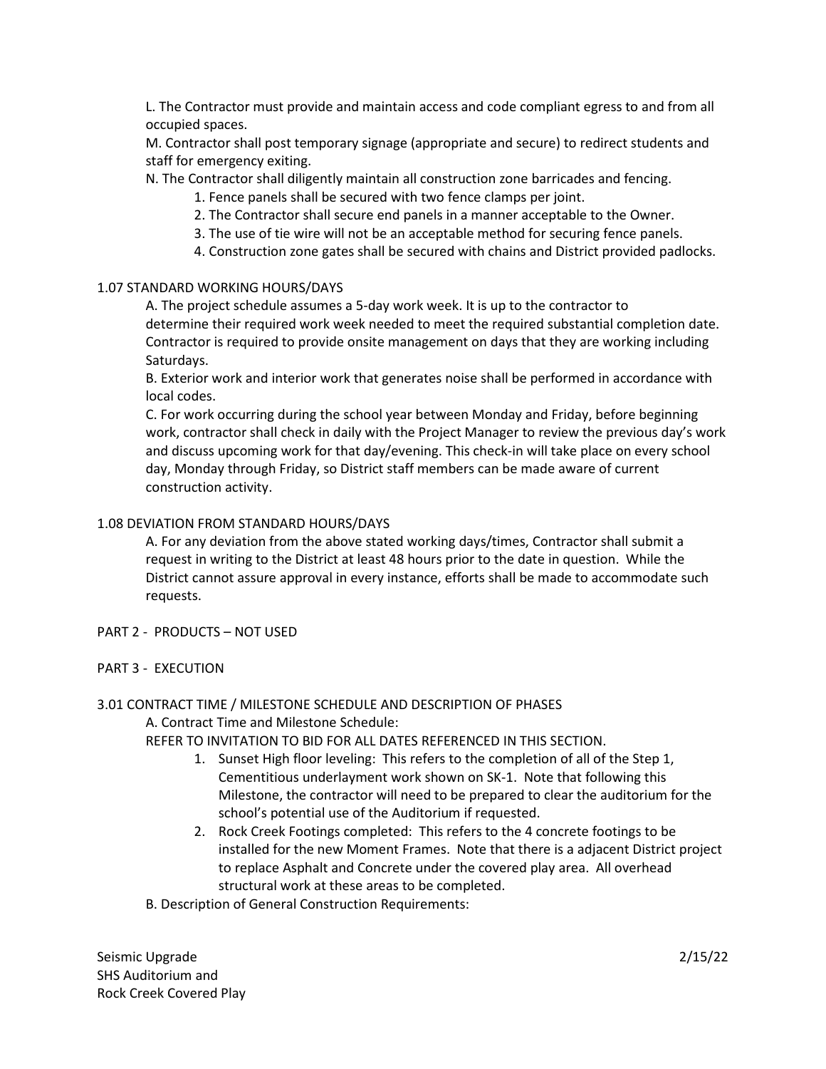L. The Contractor must provide and maintain access and code compliant egress to and from all occupied spaces.

M. Contractor shall post temporary signage (appropriate and secure) to redirect students and staff for emergency exiting.

N. The Contractor shall diligently maintain all construction zone barricades and fencing.

1. Fence panels shall be secured with two fence clamps per joint.
2. The Contractor shall secure end panels in a manner acceptable to the Owner.
3. The use of tie wire will not be an acceptable method for securing fence panels.
4. Construction zone gates shall be secured with chains and District provided padlocks.

## 1.07 STANDARD WORKING HOURS/DAYS

A. The project schedule assumes a 5-day work week. It is up to the contractor to determine their required work week needed to meet the required substantial completion date. Contractor is required to provide onsite management on days that they are working including Saturdays.

B. Exterior work and interior work that generates noise shall be performed in accordance with local codes.

C. For work occurring during the school year between Monday and Friday, before beginning work, contractor shall check in daily with the Project Manager to review the previous day's work and discuss upcoming work for that day/evening. This check-in will take place on every school day, Monday through Friday, so District staff members can be made aware of current construction activity.

## 1.08 DEVIATION FROM STANDARD HOURS/DAYS

A. For any deviation from the above stated working days/times, Contractor shall submit a request in writing to the District at least 48 hours prior to the date in question. While the District cannot assure approval in every instance, efforts shall be made to accommodate such requests.

# PART 2 - PRODUCTS – NOT USED

# PART 3 - EXECUTION

## 3.01 CONTRACT TIME / MILESTONE SCHEDULE AND DESCRIPTION OF PHASES

A. Contract Time and Milestone Schedule:

REFER TO INVITATION TO BID FOR ALL DATES REFERENCED IN THIS SECTION.

1. Sunset High floor leveling: This refers to the completion of all of the Step 1, Cementitious underlayment work shown on SK-1. Note that following this Milestone, the contractor will need to be prepared to clear the auditorium for the school's potential use of the Auditorium if requested.
2. Rock Creek Footings completed: This refers to the 4 concrete footings to be installed for the new Moment Frames. Note that there is a adjacent District project to replace Asphalt and Concrete under the covered play area. All overhead structural work at these areas to be completed.

B. Description of General Construction Requirements: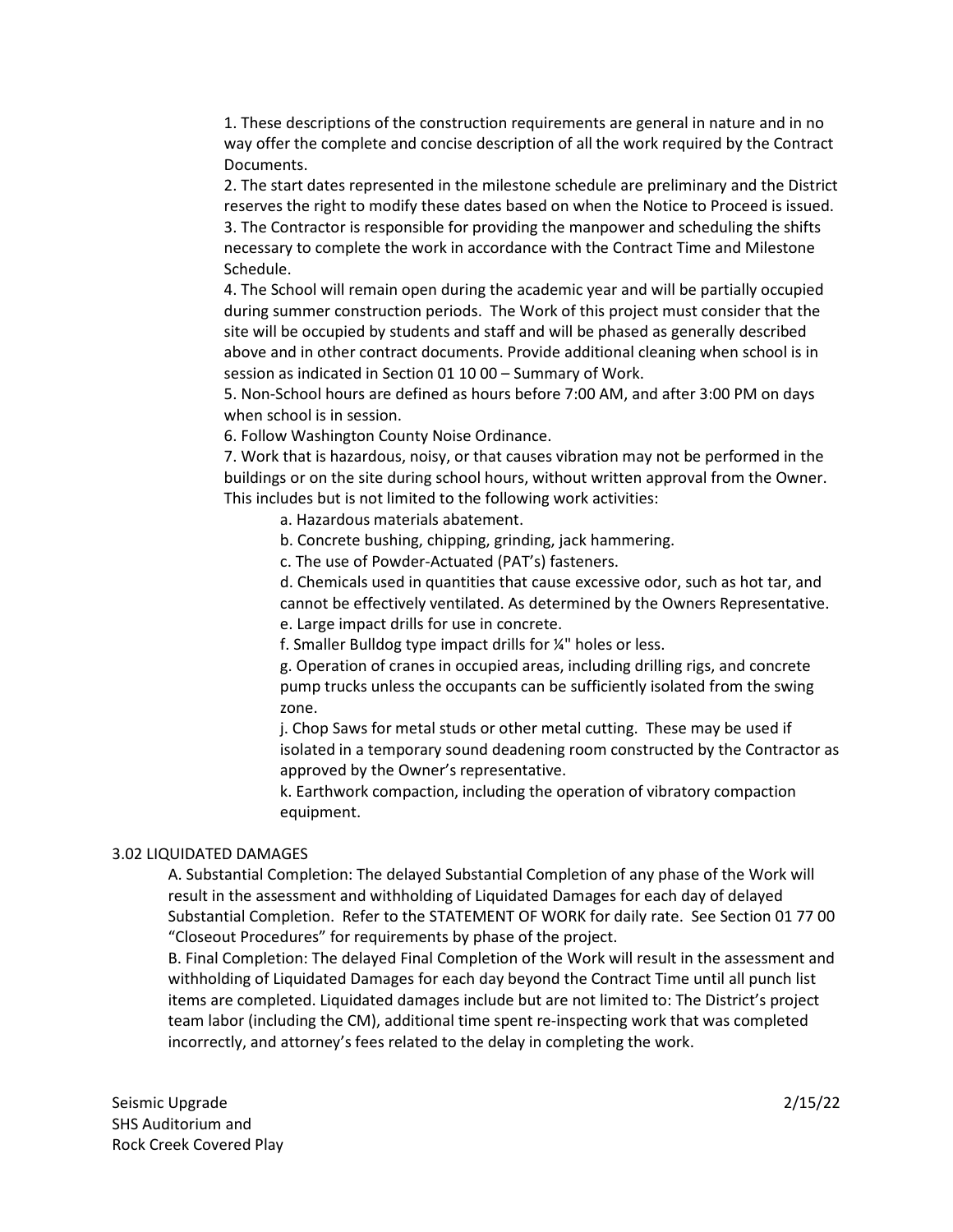1. These descriptions of the construction requirements are general in nature and in no way offer the complete and concise description of all the work required by the Contract Documents.
2. The start dates represented in the milestone schedule are preliminary and the District reserves the right to modify these dates based on when the Notice to Proceed is issued.
3. The Contractor is responsible for providing the manpower and scheduling the shifts necessary to complete the work in accordance with the Contract Time and Milestone Schedule.
4. The School will remain open during the academic year and will be partially occupied during summer construction periods. The Work of this project must consider that the site will be occupied by students and staff and will be phased as generally described above and in other contract documents. Provide additional cleaning when school is in session as indicated in Section 01 10 00 – Summary of Work.
5. Non-School hours are defined as hours before 7:00 AM, and after 3:00 PM on days when school is in session.
6. Follow Washington County Noise Ordinance.
7. Work that is hazardous, noisy, or that causes vibration may not be performed in the buildings or on the site during school hours, without written approval from the Owner. This includes but is not limited to the following work activities:
    a. Hazardous materials abatement.
    b. Concrete bushing, chipping, grinding, jack hammering.
    c. The use of Powder-Actuated (PAT's) fasteners.
    d. Chemicals used in quantities that cause excessive odor, such as hot tar, and cannot be effectively ventilated. As determined by the Owners Representative.
    e. Large impact drills for use in concrete.
    f. Smaller Bulldog type impact drills for ¼" holes or less.
    g. Operation of cranes in occupied areas, including drilling rigs, and concrete pump trucks unless the occupants can be sufficiently isolated from the swing zone.
    j. Chop Saws for metal studs or other metal cutting. These may be used if isolated in a temporary sound deadening room constructed by the Contractor as approved by the Owner's representative.
    k. Earthwork compaction, including the operation of vibratory compaction equipment.

## 3.02 LIQUIDATED DAMAGES

A. Substantial Completion: The delayed Substantial Completion of any phase of the Work will result in the assessment and withholding of Liquidated Damages for each day of delayed Substantial Completion. Refer to the STATEMENT OF WORK for daily rate. See Section 01 77 00 "Closeout Procedures" for requirements by phase of the project.

B. Final Completion: The delayed Final Completion of the Work will result in the assessment and withholding of Liquidated Damages for each day beyond the Contract Time until all punch list items are completed. Liquidated damages include but are not limited to: The District's project team labor (including the CM), additional time spent re-inspecting work that was completed incorrectly, and attorney's fees related to the delay in completing the work.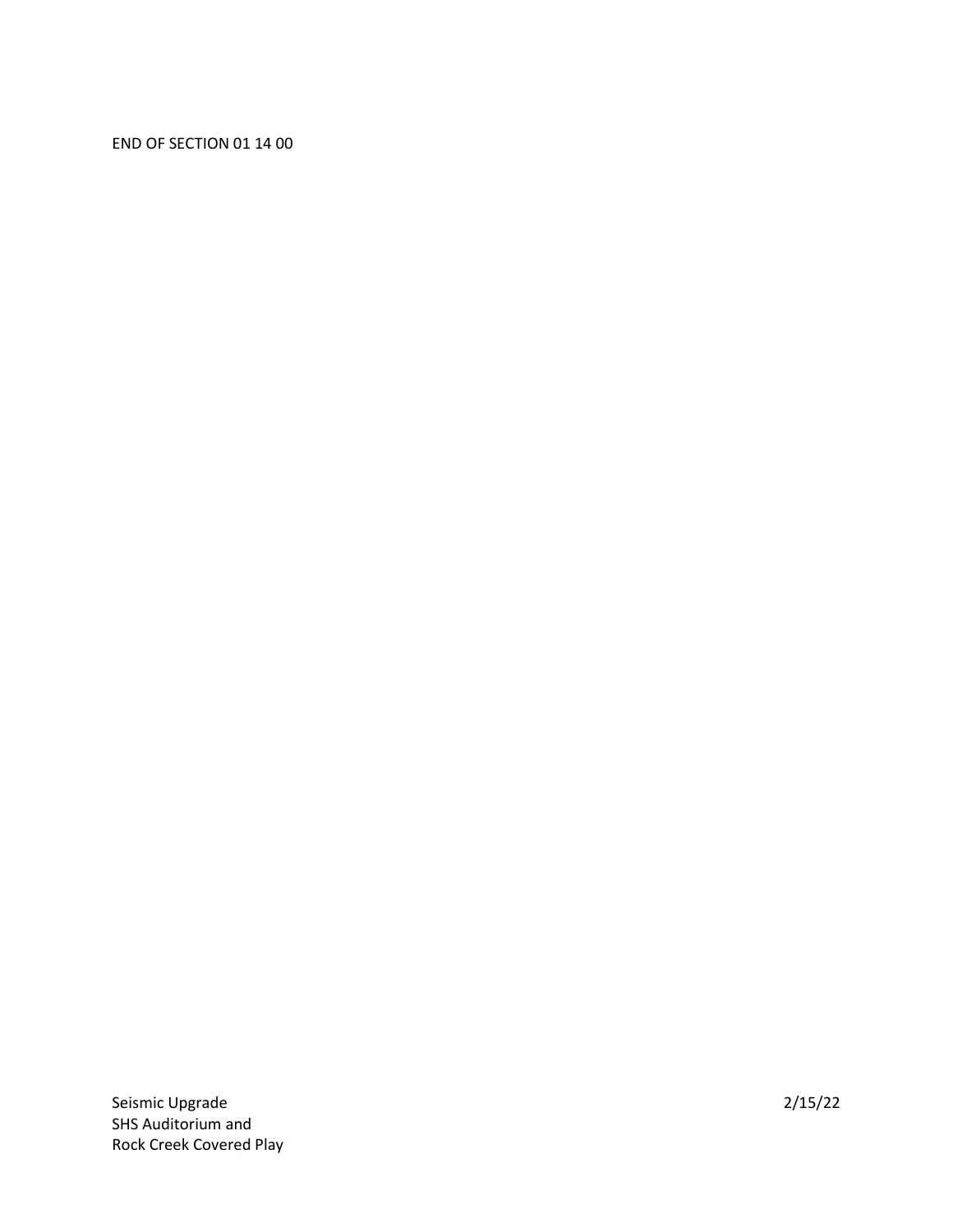END OF SECTION 01 14 00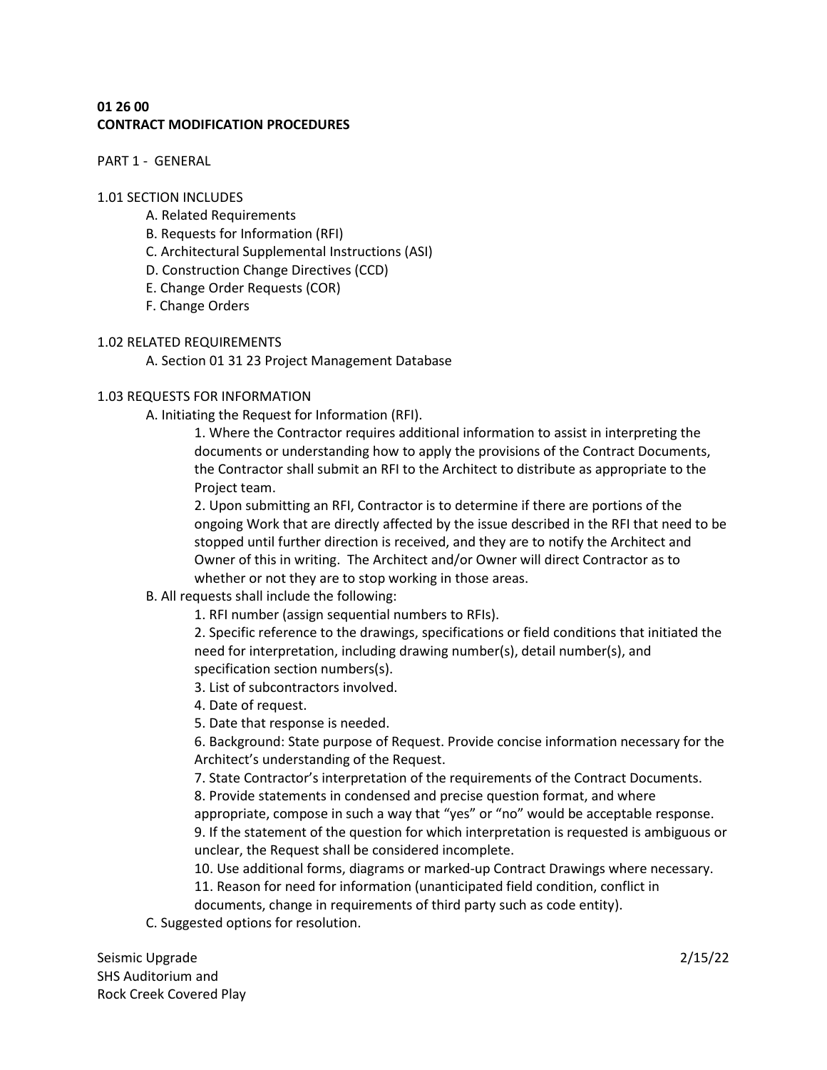**01 26 00**
**CONTRACT MODIFICATION PROCEDURES**

PART 1 - GENERAL

1.01 SECTION INCLUDES

A. Related Requirements
B. Requests for Information (RFI)
C. Architectural Supplemental Instructions (ASI)
D. Construction Change Directives (CCD)
E. Change Order Requests (COR)
F. Change Orders

1.02 RELATED REQUIREMENTS

A. Section 01 31 23 Project Management Database

1.03 REQUESTS FOR INFORMATION

A. Initiating the Request for Information (RFI).

1. Where the Contractor requires additional information to assist in interpreting the documents or understanding how to apply the provisions of the Contract Documents, the Contractor shall submit an RFI to the Architect to distribute as appropriate to the Project team.
2. Upon submitting an RFI, Contractor is to determine if there are portions of the ongoing Work that are directly affected by the issue described in the RFI that need to be stopped until further direction is received, and they are to notify the Architect and Owner of this in writing. The Architect and/or Owner will direct Contractor as to whether or not they are to stop working in those areas.

B. All requests shall include the following:

1. RFI number (assign sequential numbers to RFIs).
2. Specific reference to the drawings, specifications or field conditions that initiated the need for interpretation, including drawing number(s), detail number(s), and specification section numbers(s).
3. List of subcontractors involved.
4. Date of request.
5. Date that response is needed.
6. Background: State purpose of Request. Provide concise information necessary for the Architect's understanding of the Request.
7. State Contractor's interpretation of the requirements of the Contract Documents.
8. Provide statements in condensed and precise question format, and where appropriate, compose in such a way that "yes" or "no" would be acceptable response.
9. If the statement of the question for which interpretation is requested is ambiguous or unclear, the Request shall be considered incomplete.
10. Use additional forms, diagrams or marked-up Contract Drawings where necessary.
11. Reason for need for information (unanticipated field condition, conflict in documents, change in requirements of third party such as code entity).

C. Suggested options for resolution.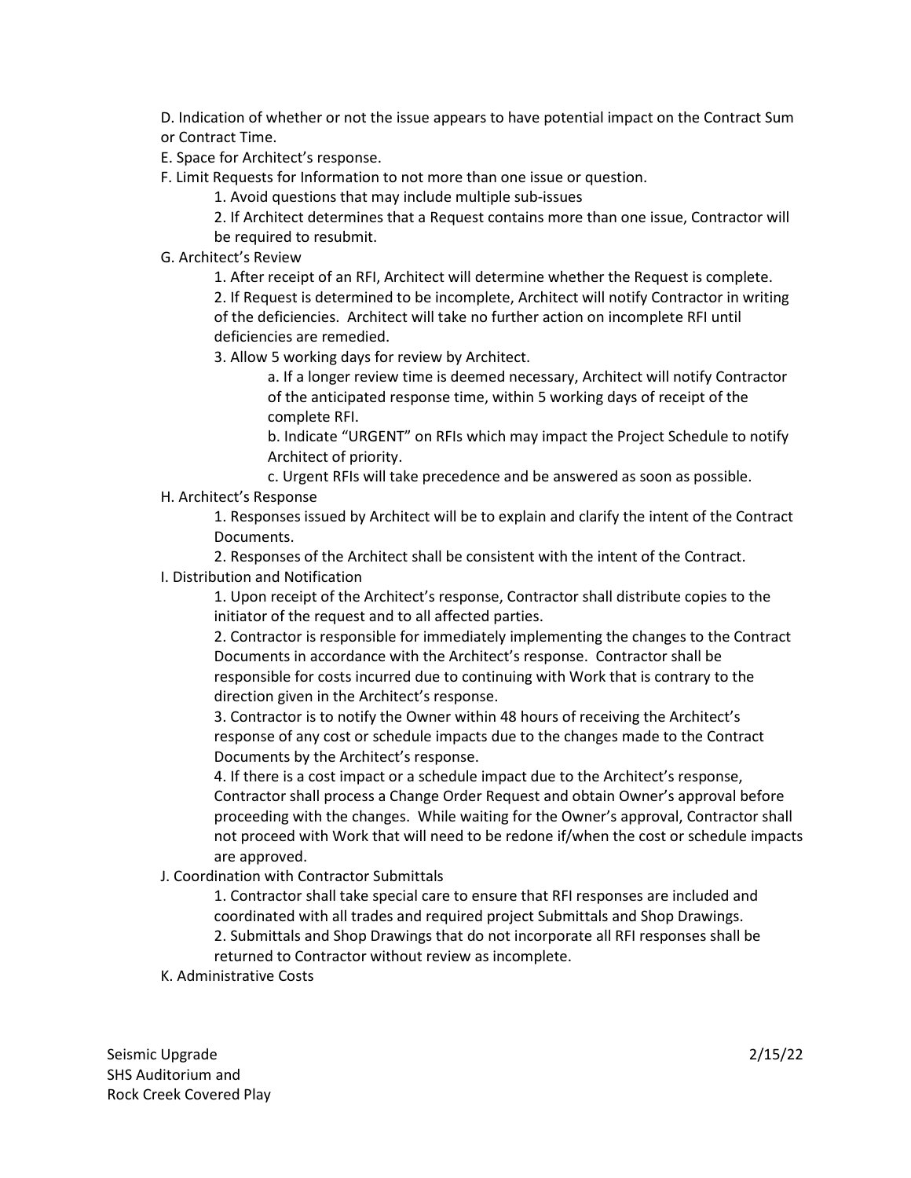D. Indication of whether or not the issue appears to have potential impact on the Contract Sum or Contract Time.

E. Space for Architect's response.

F. Limit Requests for Information to not more than one issue or question.

- 1. Avoid questions that may include multiple sub-issues
- 2. If Architect determines that a Request contains more than one issue, Contractor will be required to resubmit.

G. Architect's Review

- 1. After receipt of an RFI, Architect will determine whether the Request is complete.
- 2. If Request is determined to be incomplete, Architect will notify Contractor in writing of the deficiencies. Architect will take no further action on incomplete RFI until deficiencies are remedied.
- 3. Allow 5 working days for review by Architect.
  - a. If a longer review time is deemed necessary, Architect will notify Contractor of the anticipated response time, within 5 working days of receipt of the complete RFI.
  - b. Indicate "URGENT" on RFIs which may impact the Project Schedule to notify Architect of priority.
  - c. Urgent RFIs will take precedence and be answered as soon as possible.

H. Architect's Response

- 1. Responses issued by Architect will be to explain and clarify the intent of the Contract Documents.
- 2. Responses of the Architect shall be consistent with the intent of the Contract.

I. Distribution and Notification

- 1. Upon receipt of the Architect's response, Contractor shall distribute copies to the initiator of the request and to all affected parties.
- 2. Contractor is responsible for immediately implementing the changes to the Contract Documents in accordance with the Architect's response. Contractor shall be responsible for costs incurred due to continuing with Work that is contrary to the direction given in the Architect's response.
- 3. Contractor is to notify the Owner within 48 hours of receiving the Architect's response of any cost or schedule impacts due to the changes made to the Contract Documents by the Architect's response.
- 4. If there is a cost impact or a schedule impact due to the Architect's response, Contractor shall process a Change Order Request and obtain Owner's approval before proceeding with the changes. While waiting for the Owner's approval, Contractor shall not proceed with Work that will need to be redone if/when the cost or schedule impacts are approved.

J. Coordination with Contractor Submittals

- 1. Contractor shall take special care to ensure that RFI responses are included and coordinated with all trades and required project Submittals and Shop Drawings.
- 2. Submittals and Shop Drawings that do not incorporate all RFI responses shall be returned to Contractor without review as incomplete.

K. Administrative Costs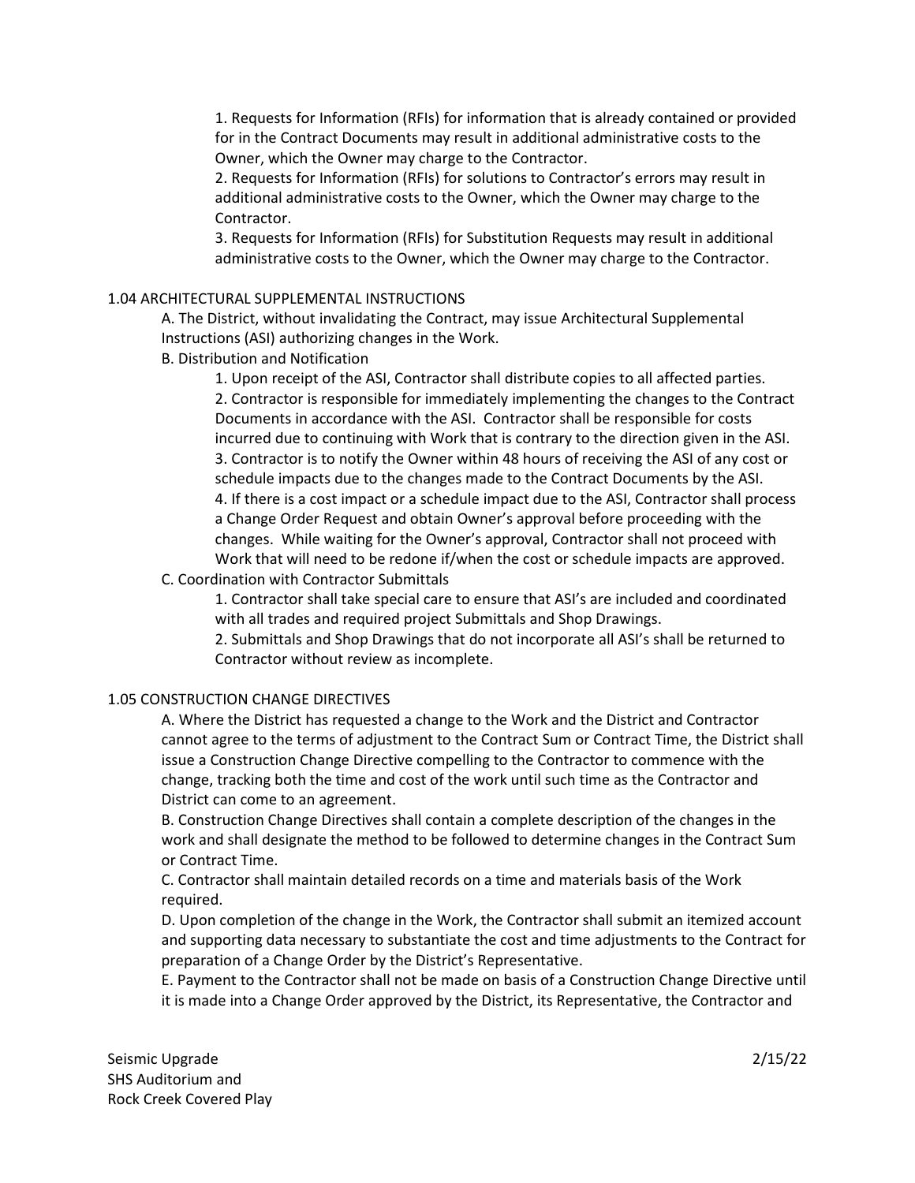1. Requests for Information (RFIs) for information that is already contained or provided for in the Contract Documents may result in additional administrative costs to the Owner, which the Owner may charge to the Contractor.
2. Requests for Information (RFIs) for solutions to Contractor's errors may result in additional administrative costs to the Owner, which the Owner may charge to the Contractor.
3. Requests for Information (RFIs) for Substitution Requests may result in additional administrative costs to the Owner, which the Owner may charge to the Contractor.

1.04 ARCHITECTURAL SUPPLEMENTAL INSTRUCTIONS

A. The District, without invalidating the Contract, may issue Architectural Supplemental Instructions (ASI) authorizing changes in the Work.

B. Distribution and Notification

1. Upon receipt of the ASI, Contractor shall distribute copies to all affected parties.
2. Contractor is responsible for immediately implementing the changes to the Contract Documents in accordance with the ASI. Contractor shall be responsible for costs incurred due to continuing with Work that is contrary to the direction given in the ASI.
3. Contractor is to notify the Owner within 48 hours of receiving the ASI of any cost or schedule impacts due to the changes made to the Contract Documents by the ASI.
4. If there is a cost impact or a schedule impact due to the ASI, Contractor shall process a Change Order Request and obtain Owner's approval before proceeding with the changes. While waiting for the Owner's approval, Contractor shall not proceed with Work that will need to be redone if/when the cost or schedule impacts are approved.

C. Coordination with Contractor Submittals

1. Contractor shall take special care to ensure that ASI's are included and coordinated with all trades and required project Submittals and Shop Drawings.
2. Submittals and Shop Drawings that do not incorporate all ASI's shall be returned to Contractor without review as incomplete.

1.05 CONSTRUCTION CHANGE DIRECTIVES

A. Where the District has requested a change to the Work and the District and Contractor cannot agree to the terms of adjustment to the Contract Sum or Contract Time, the District shall issue a Construction Change Directive compelling to the Contractor to commence with the change, tracking both the time and cost of the work until such time as the Contractor and District can come to an agreement.

B. Construction Change Directives shall contain a complete description of the changes in the work and shall designate the method to be followed to determine changes in the Contract Sum or Contract Time.

C. Contractor shall maintain detailed records on a time and materials basis of the Work required.

D. Upon completion of the change in the Work, the Contractor shall submit an itemized account and supporting data necessary to substantiate the cost and time adjustments to the Contract for preparation of a Change Order by the District's Representative.

E. Payment to the Contractor shall not be made on basis of a Construction Change Directive until it is made into a Change Order approved by the District, its Representative, the Contractor and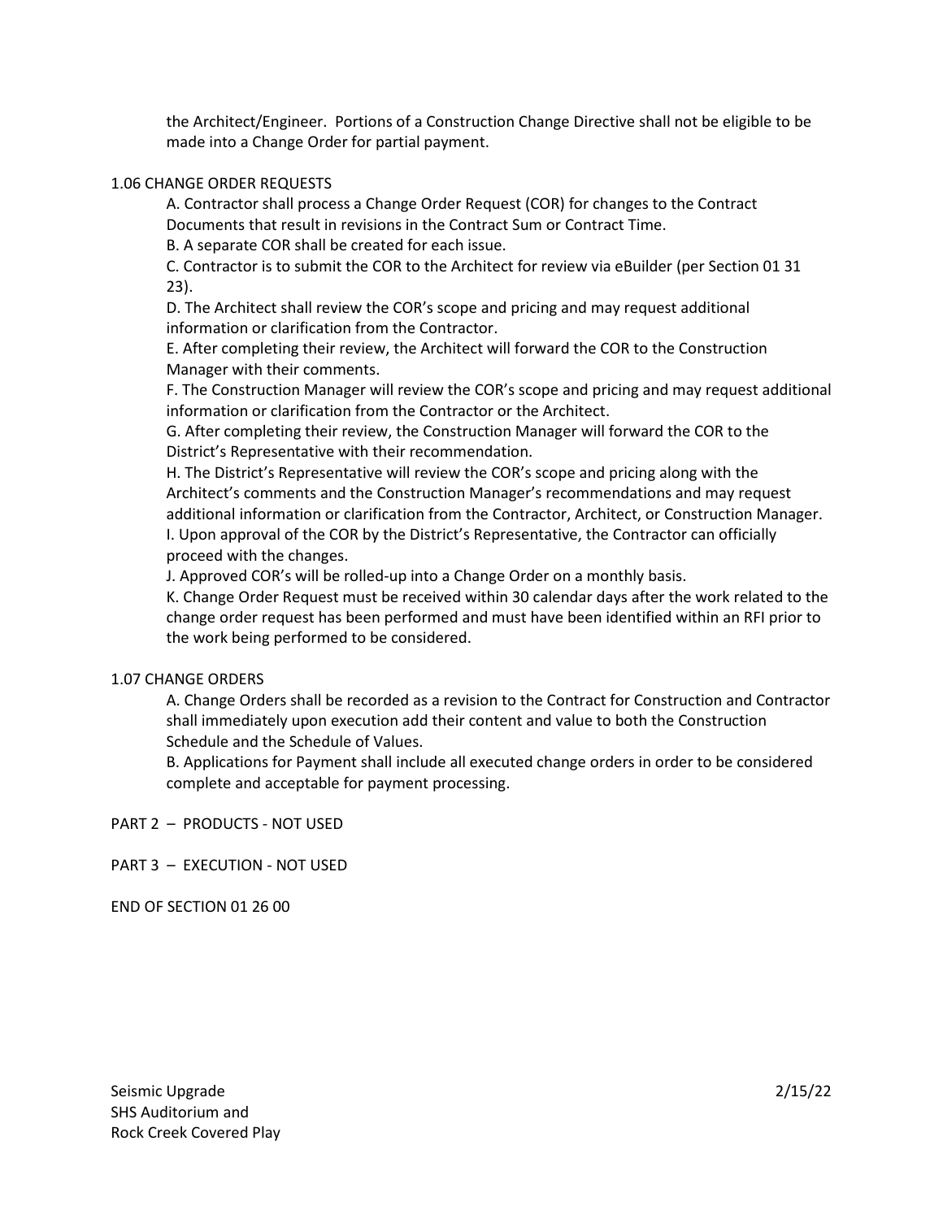the Architect/Engineer. Portions of a Construction Change Directive shall not be eligible to be made into a Change Order for partial payment.

1.06 CHANGE ORDER REQUESTS

A. Contractor shall process a Change Order Request (COR) for changes to the Contract Documents that result in revisions in the Contract Sum or Contract Time.

B. A separate COR shall be created for each issue.

C. Contractor is to submit the COR to the Architect for review via eBuilder (per Section 01 31 23).

D. The Architect shall review the COR's scope and pricing and may request additional information or clarification from the Contractor.

E. After completing their review, the Architect will forward the COR to the Construction Manager with their comments.

F. The Construction Manager will review the COR's scope and pricing and may request additional information or clarification from the Contractor or the Architect.

G. After completing their review, the Construction Manager will forward the COR to the District's Representative with their recommendation.

H. The District's Representative will review the COR's scope and pricing along with the Architect's comments and the Construction Manager's recommendations and may request additional information or clarification from the Contractor, Architect, or Construction Manager.

I. Upon approval of the COR by the District's Representative, the Contractor can officially proceed with the changes.

J. Approved COR's will be rolled-up into a Change Order on a monthly basis.

K. Change Order Request must be received within 30 calendar days after the work related to the change order request has been performed and must have been identified within an RFI prior to the work being performed to be considered.

1.07 CHANGE ORDERS

A. Change Orders shall be recorded as a revision to the Contract for Construction and Contractor shall immediately upon execution add their content and value to both the Construction Schedule and the Schedule of Values.

B. Applications for Payment shall include all executed change orders in order to be considered complete and acceptable for payment processing.

PART 2 – PRODUCTS - NOT USED

PART 3 – EXECUTION - NOT USED

END OF SECTION 01 26 00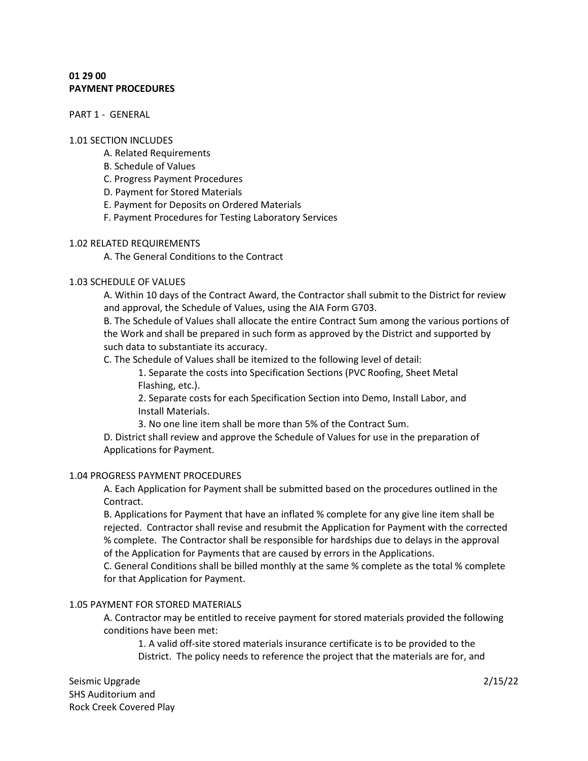**01 29 00**
**PAYMENT PROCEDURES**

PART 1 - GENERAL

1.01 SECTION INCLUDES

- A. Related Requirements
- B. Schedule of Values
- C. Progress Payment Procedures
- D. Payment for Stored Materials
- E. Payment for Deposits on Ordered Materials
- F. Payment Procedures for Testing Laboratory Services

1.02 RELATED REQUIREMENTS

A. The General Conditions to the Contract

1.03 SCHEDULE OF VALUES

A. Within 10 days of the Contract Award, the Contractor shall submit to the District for review and approval, the Schedule of Values, using the AIA Form G703.

B. The Schedule of Values shall allocate the entire Contract Sum among the various portions of the Work and shall be prepared in such form as approved by the District and supported by such data to substantiate its accuracy.

C. The Schedule of Values shall be itemized to the following level of detail:

1. Separate the costs into Specification Sections (PVC Roofing, Sheet Metal Flashing, etc.).
2. Separate costs for each Specification Section into Demo, Install Labor, and Install Materials.
3. No one line item shall be more than 5% of the Contract Sum.

D. District shall review and approve the Schedule of Values for use in the preparation of Applications for Payment.

1.04 PROGRESS PAYMENT PROCEDURES

A. Each Application for Payment shall be submitted based on the procedures outlined in the Contract.

B. Applications for Payment that have an inflated % complete for any give line item shall be rejected. Contractor shall revise and resubmit the Application for Payment with the corrected % complete. The Contractor shall be responsible for hardships due to delays in the approval of the Application for Payments that are caused by errors in the Applications.

C. General Conditions shall be billed monthly at the same % complete as the total % complete for that Application for Payment.

1.05 PAYMENT FOR STORED MATERIALS

A. Contractor may be entitled to receive payment for stored materials provided the following conditions have been met:

1. A valid off-site stored materials insurance certificate is to be provided to the District. The policy needs to reference the project that the materials are for, and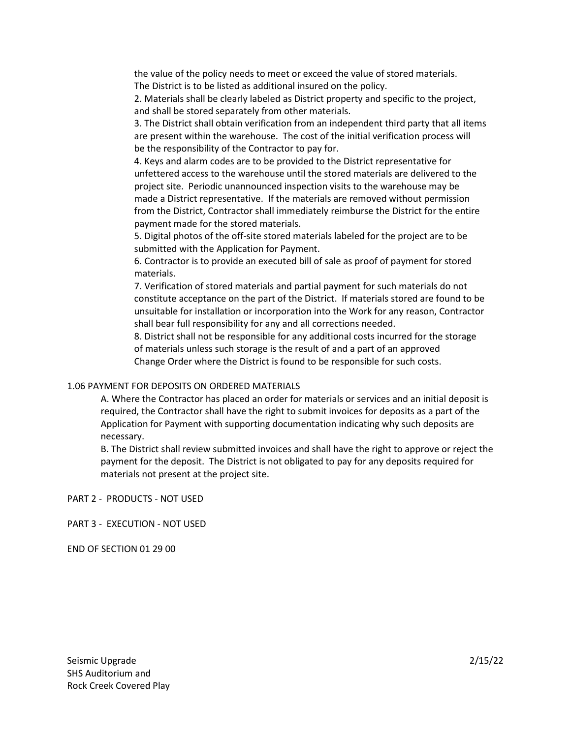the value of the policy needs to meet or exceed the value of stored materials. The District is to be listed as additional insured on the policy.

2. Materials shall be clearly labeled as District property and specific to the project, and shall be stored separately from other materials.

3. The District shall obtain verification from an independent third party that all items are present within the warehouse. The cost of the initial verification process will be the responsibility of the Contractor to pay for.

4. Keys and alarm codes are to be provided to the District representative for unfettered access to the warehouse until the stored materials are delivered to the project site. Periodic unannounced inspection visits to the warehouse may be made a District representative. If the materials are removed without permission from the District, Contractor shall immediately reimburse the District for the entire payment made for the stored materials.

5. Digital photos of the off-site stored materials labeled for the project are to be submitted with the Application for Payment.

6. Contractor is to provide an executed bill of sale as proof of payment for stored materials.

7. Verification of stored materials and partial payment for such materials do not constitute acceptance on the part of the District. If materials stored are found to be unsuitable for installation or incorporation into the Work for any reason, Contractor shall bear full responsibility for any and all corrections needed.

8. District shall not be responsible for any additional costs incurred for the storage of materials unless such storage is the result of and a part of an approved Change Order where the District is found to be responsible for such costs.

## 1.06 PAYMENT FOR DEPOSITS ON ORDERED MATERIALS

A. Where the Contractor has placed an order for materials or services and an initial deposit is required, the Contractor shall have the right to submit invoices for deposits as a part of the Application for Payment with supporting documentation indicating why such deposits are necessary.

B. The District shall review submitted invoices and shall have the right to approve or reject the payment for the deposit. The District is not obligated to pay for any deposits required for materials not present at the project site.

## PART 2 - PRODUCTS - NOT USED

## PART 3 - EXECUTION - NOT USED

END OF SECTION 01 29 00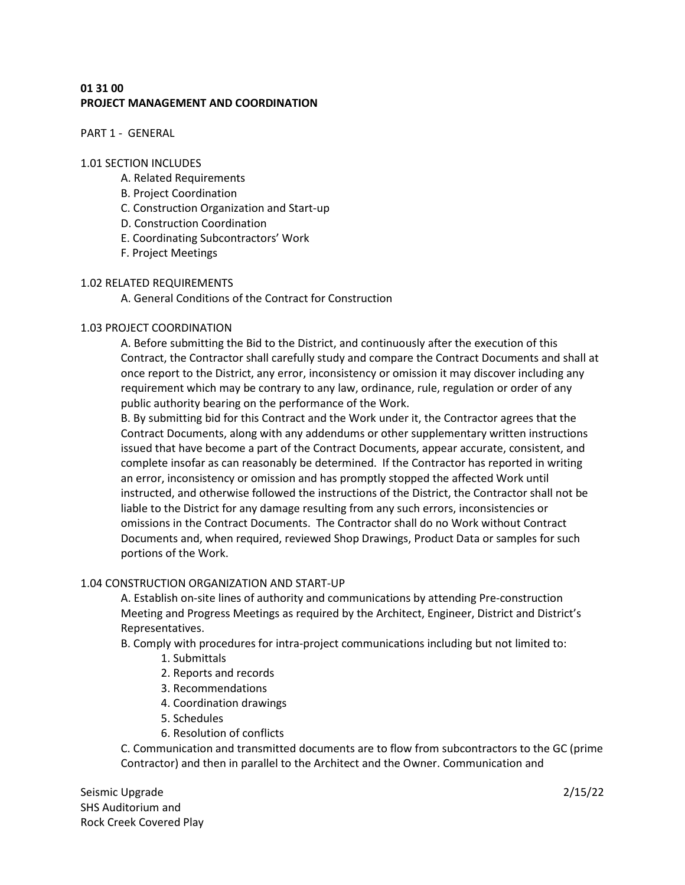**01 31 00**
**PROJECT MANAGEMENT AND COORDINATION**

PART 1 - GENERAL

1.01 SECTION INCLUDES

- A. Related Requirements
- B. Project Coordination
- C. Construction Organization and Start-up
- D. Construction Coordination
- E. Coordinating Subcontractors' Work
- F. Project Meetings

1.02 RELATED REQUIREMENTS

A. General Conditions of the Contract for Construction

1.03 PROJECT COORDINATION

A. Before submitting the Bid to the District, and continuously after the execution of this Contract, the Contractor shall carefully study and compare the Contract Documents and shall at once report to the District, any error, inconsistency or omission it may discover including any requirement which may be contrary to any law, ordinance, rule, regulation or order of any public authority bearing on the performance of the Work.

B. By submitting bid for this Contract and the Work under it, the Contractor agrees that the Contract Documents, along with any addendums or other supplementary written instructions issued that have become a part of the Contract Documents, appear accurate, consistent, and complete insofar as can reasonably be determined. If the Contractor has reported in writing an error, inconsistency or omission and has promptly stopped the affected Work until instructed, and otherwise followed the instructions of the District, the Contractor shall not be liable to the District for any damage resulting from any such errors, inconsistencies or omissions in the Contract Documents. The Contractor shall do no Work without Contract Documents and, when required, reviewed Shop Drawings, Product Data or samples for such portions of the Work.

1.04 CONSTRUCTION ORGANIZATION AND START-UP

A. Establish on-site lines of authority and communications by attending Pre-construction Meeting and Progress Meetings as required by the Architect, Engineer, District and District's Representatives.

B. Comply with procedures for intra-project communications including but not limited to:

1. Submittals
2. Reports and records
3. Recommendations
4. Coordination drawings
5. Schedules
6. Resolution of conflicts

C. Communication and transmitted documents are to flow from subcontractors to the GC (prime Contractor) and then in parallel to the Architect and the Owner. Communication and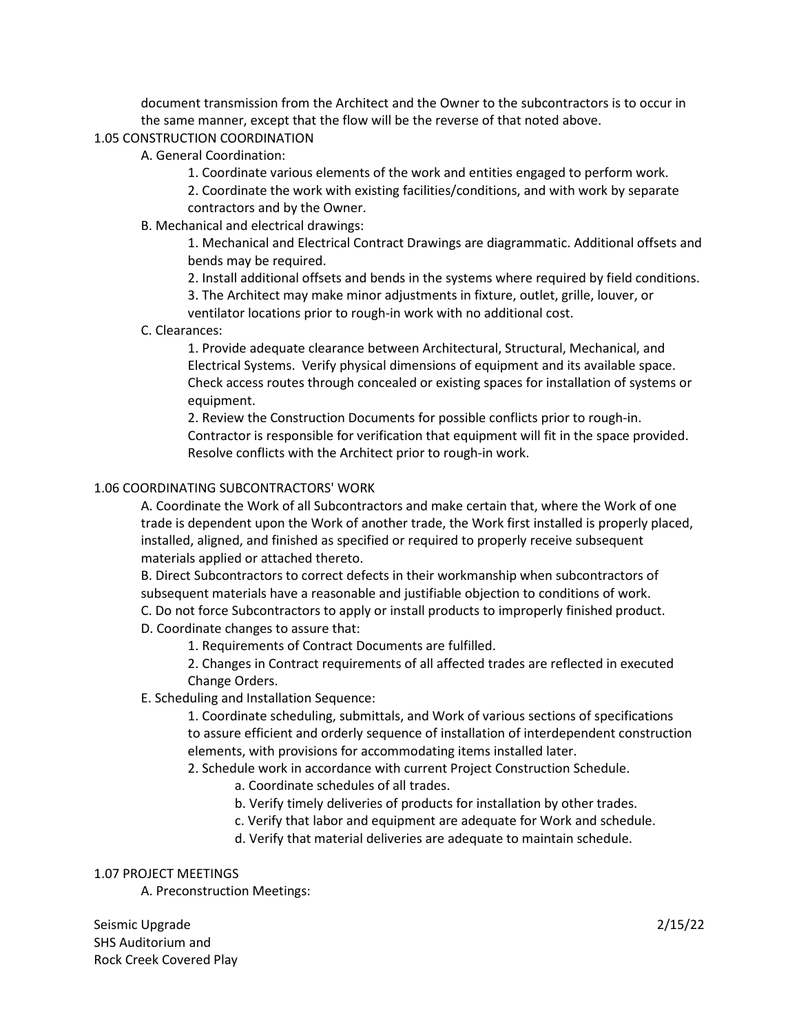document transmission from the Architect and the Owner to the subcontractors is to occur in the same manner, except that the flow will be the reverse of that noted above.

1.05 CONSTRUCTION COORDINATION

A. General Coordination:

1. Coordinate various elements of the work and entities engaged to perform work.
2. Coordinate the work with existing facilities/conditions, and with work by separate contractors and by the Owner.

B. Mechanical and electrical drawings:

1. Mechanical and Electrical Contract Drawings are diagrammatic. Additional offsets and bends may be required.
2. Install additional offsets and bends in the systems where required by field conditions.
3. The Architect may make minor adjustments in fixture, outlet, grille, louver, or ventilator locations prior to rough-in work with no additional cost.

C. Clearances:

1. Provide adequate clearance between Architectural, Structural, Mechanical, and Electrical Systems. Verify physical dimensions of equipment and its available space. Check access routes through concealed or existing spaces for installation of systems or equipment.
2. Review the Construction Documents for possible conflicts prior to rough-in. Contractor is responsible for verification that equipment will fit in the space provided. Resolve conflicts with the Architect prior to rough-in work.

1.06 COORDINATING SUBCONTRACTORS' WORK

A. Coordinate the Work of all Subcontractors and make certain that, where the Work of one trade is dependent upon the Work of another trade, the Work first installed is properly placed, installed, aligned, and finished as specified or required to properly receive subsequent materials applied or attached thereto.

B. Direct Subcontractors to correct defects in their workmanship when subcontractors of subsequent materials have a reasonable and justifiable objection to conditions of work.

C. Do not force Subcontractors to apply or install products to improperly finished product.

D. Coordinate changes to assure that:

1. Requirements of Contract Documents are fulfilled.
2. Changes in Contract requirements of all affected trades are reflected in executed Change Orders.

E. Scheduling and Installation Sequence:

1. Coordinate scheduling, submittals, and Work of various sections of specifications to assure efficient and orderly sequence of installation of interdependent construction elements, with provisions for accommodating items installed later.
2. Schedule work in accordance with current Project Construction Schedule.
    a. Coordinate schedules of all trades.
    b. Verify timely deliveries of products for installation by other trades.
    c. Verify that labor and equipment are adequate for Work and schedule.
    d. Verify that material deliveries are adequate to maintain schedule.

1.07 PROJECT MEETINGS

A. Preconstruction Meetings: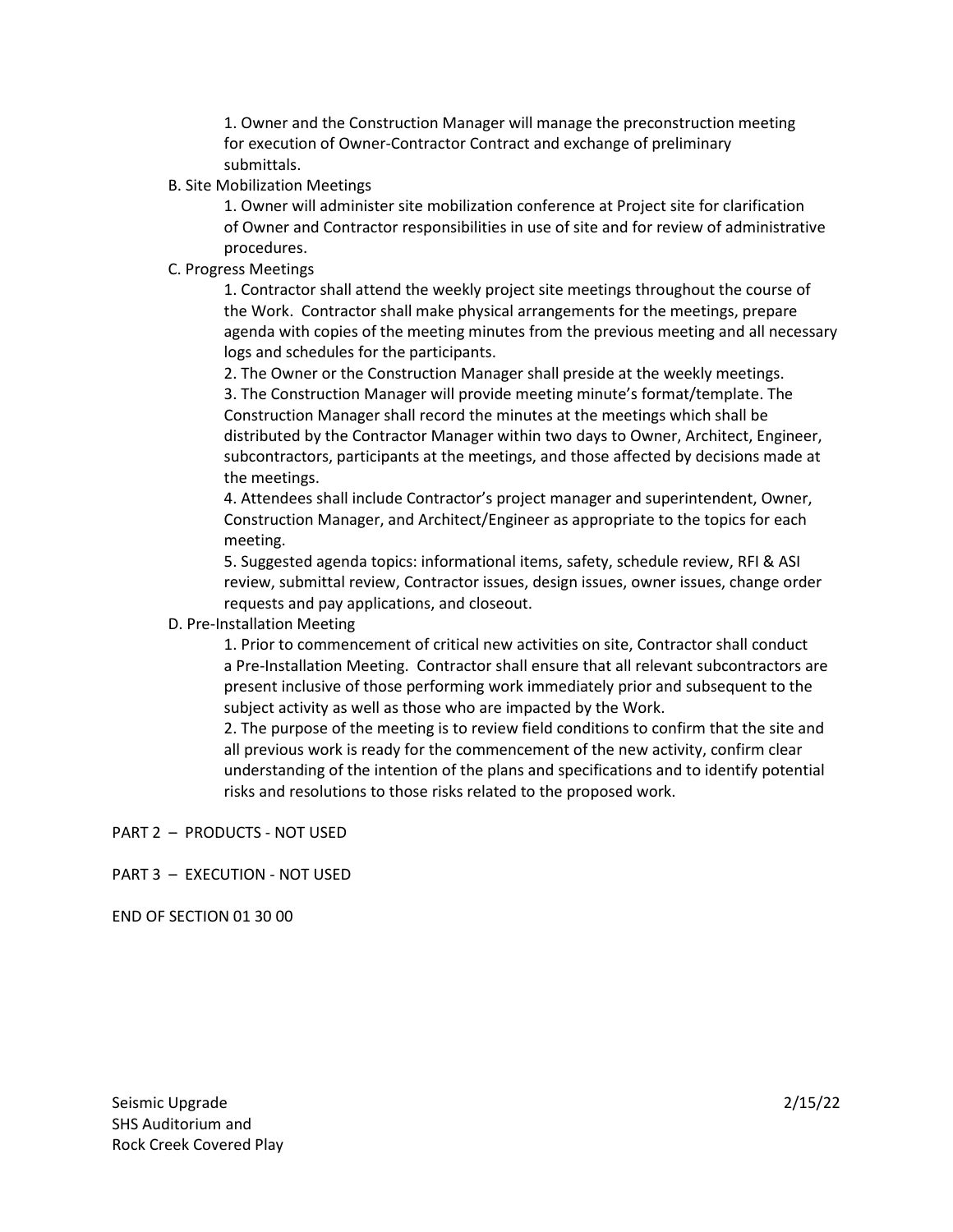1. Owner and the Construction Manager will manage the preconstruction meeting for execution of Owner-Contractor Contract and exchange of preliminary submittals.

B. Site Mobilization Meetings

1. Owner will administer site mobilization conference at Project site for clarification of Owner and Contractor responsibilities in use of site and for review of administrative procedures.

C. Progress Meetings

1. Contractor shall attend the weekly project site meetings throughout the course of the Work. Contractor shall make physical arrangements for the meetings, prepare agenda with copies of the meeting minutes from the previous meeting and all necessary logs and schedules for the participants.

2. The Owner or the Construction Manager shall preside at the weekly meetings.

3. The Construction Manager will provide meeting minute's format/template. The Construction Manager shall record the minutes at the meetings which shall be distributed by the Contractor Manager within two days to Owner, Architect, Engineer, subcontractors, participants at the meetings, and those affected by decisions made at the meetings.

4. Attendees shall include Contractor's project manager and superintendent, Owner, Construction Manager, and Architect/Engineer as appropriate to the topics for each meeting.

5. Suggested agenda topics: informational items, safety, schedule review, RFI & ASI review, submittal review, Contractor issues, design issues, owner issues, change order requests and pay applications, and closeout.

D. Pre-Installation Meeting

1. Prior to commencement of critical new activities on site, Contractor shall conduct a Pre-Installation Meeting. Contractor shall ensure that all relevant subcontractors are present inclusive of those performing work immediately prior and subsequent to the subject activity as well as those who are impacted by the Work.

2. The purpose of the meeting is to review field conditions to confirm that the site and all previous work is ready for the commencement of the new activity, confirm clear understanding of the intention of the plans and specifications and to identify potential risks and resolutions to those risks related to the proposed work.

PART 2 – PRODUCTS - NOT USED

PART 3 – EXECUTION - NOT USED

END OF SECTION 01 30 00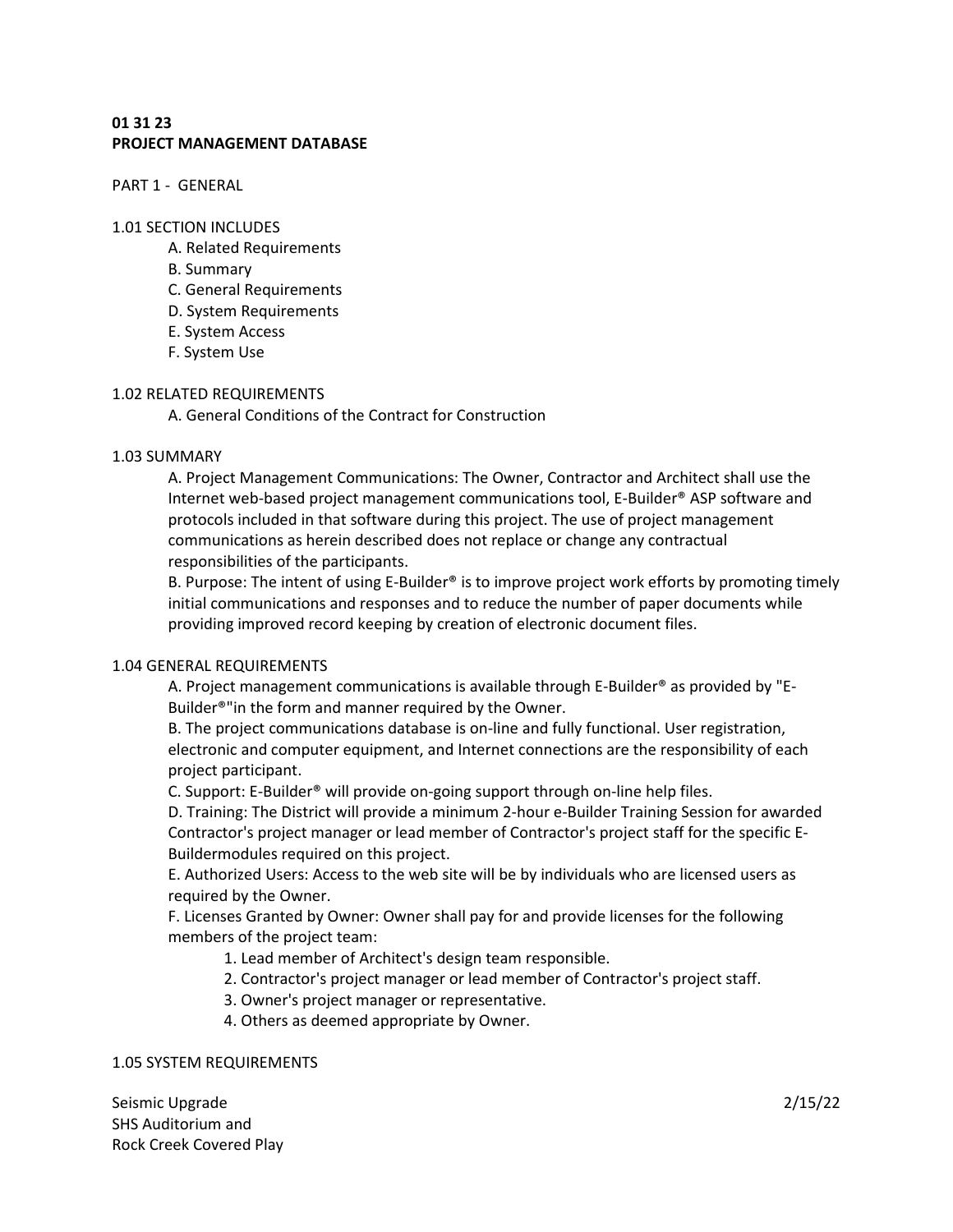**01 31 23**
**PROJECT MANAGEMENT DATABASE**

PART 1 - GENERAL

1.01 SECTION INCLUDES

A. Related Requirements
B. Summary
C. General Requirements
D. System Requirements
E. System Access
F. System Use

1.02 RELATED REQUIREMENTS

A. General Conditions of the Contract for Construction

1.03 SUMMARY

A. Project Management Communications: The Owner, Contractor and Architect shall use the Internet web-based project management communications tool, E-Builder® ASP software and protocols included in that software during this project. The use of project management communications as herein described does not replace or change any contractual responsibilities of the participants.
B. Purpose: The intent of using E-Builder® is to improve project work efforts by promoting timely initial communications and responses and to reduce the number of paper documents while providing improved record keeping by creation of electronic document files.

1.04 GENERAL REQUIREMENTS

A. Project management communications is available through E-Builder® as provided by "E-Builder®"in the form and manner required by the Owner.
B. The project communications database is on-line and fully functional. User registration, electronic and computer equipment, and Internet connections are the responsibility of each project participant.
C. Support: E-Builder® will provide on-going support through on-line help files.
D. Training: The District will provide a minimum 2-hour e-Builder Training Session for awarded Contractor's project manager or lead member of Contractor's project staff for the specific E-Buildermodules required on this project.
E. Authorized Users: Access to the web site will be by individuals who are licensed users as required by the Owner.
F. Licenses Granted by Owner: Owner shall pay for and provide licenses for the following members of the project team:

1. Lead member of Architect's design team responsible.
2. Contractor's project manager or lead member of Contractor's project staff.
3. Owner's project manager or representative.
4. Others as deemed appropriate by Owner.

1.05 SYSTEM REQUIREMENTS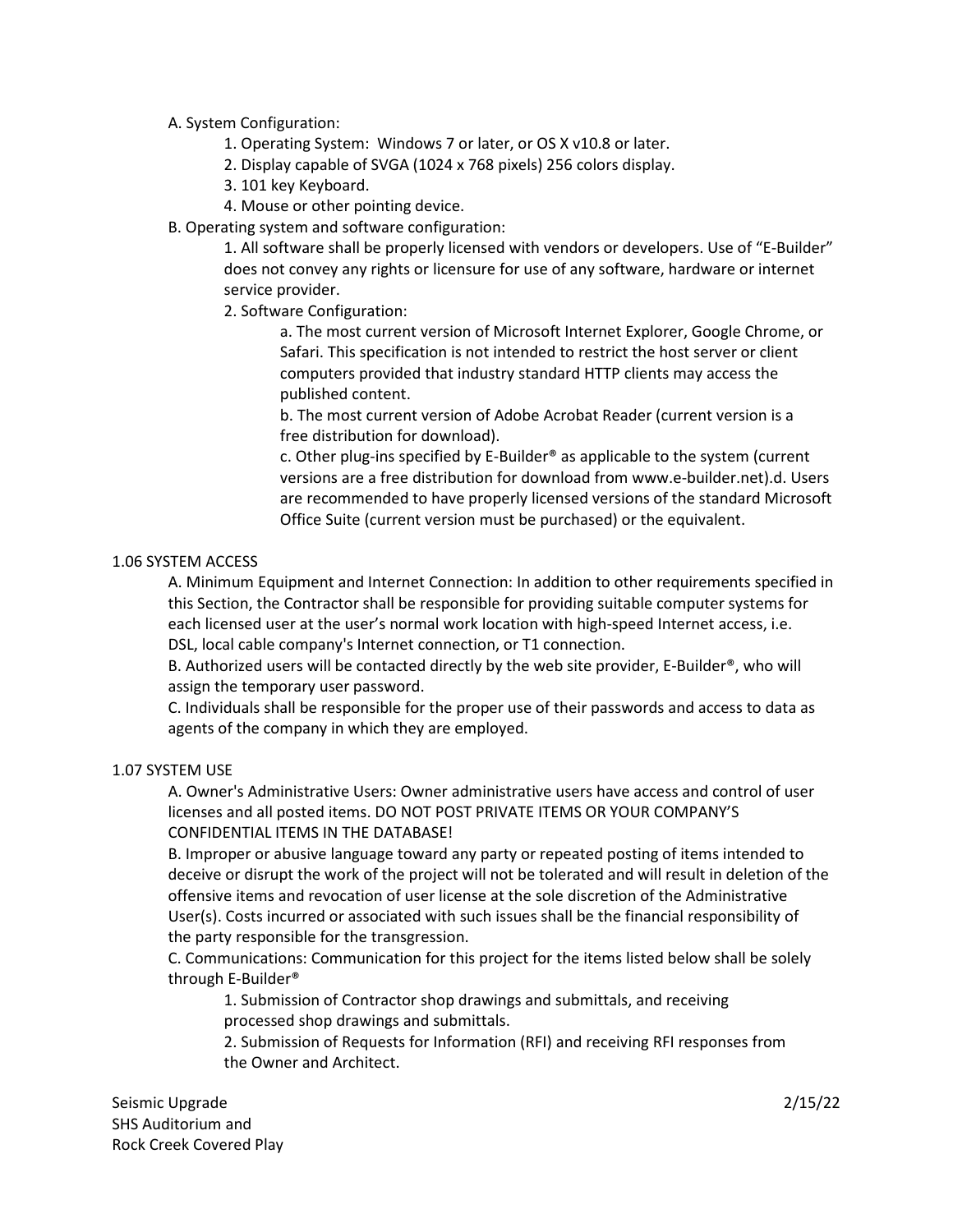A. System Configuration:

1. Operating System: Windows 7 or later, or OS X v10.8 or later.
2. Display capable of SVGA (1024 x 768 pixels) 256 colors display.
3. 101 key Keyboard.
4. Mouse or other pointing device.

B. Operating system and software configuration:

1. All software shall be properly licensed with vendors or developers. Use of "E-Builder" does not convey any rights or licensure for use of any software, hardware or internet service provider.
2. Software Configuration:

   a. The most current version of Microsoft Internet Explorer, Google Chrome, or Safari. This specification is not intended to restrict the host server or client computers provided that industry standard HTTP clients may access the published content.

   b. The most current version of Adobe Acrobat Reader (current version is a free distribution for download).

   c. Other plug-ins specified by E-Builder® as applicable to the system (current versions are a free distribution for download from www.e-builder.net).d. Users are recommended to have properly licensed versions of the standard Microsoft Office Suite (current version must be purchased) or the equivalent.

## 1.06 SYSTEM ACCESS

A. Minimum Equipment and Internet Connection: In addition to other requirements specified in this Section, the Contractor shall be responsible for providing suitable computer systems for each licensed user at the user's normal work location with high-speed Internet access, i.e. DSL, local cable company's Internet connection, or T1 connection.

B. Authorized users will be contacted directly by the web site provider, E-Builder®, who will assign the temporary user password.

C. Individuals shall be responsible for the proper use of their passwords and access to data as agents of the company in which they are employed.

## 1.07 SYSTEM USE

A. Owner's Administrative Users: Owner administrative users have access and control of user licenses and all posted items. DO NOT POST PRIVATE ITEMS OR YOUR COMPANY'S CONFIDENTIAL ITEMS IN THE DATABASE!

B. Improper or abusive language toward any party or repeated posting of items intended to deceive or disrupt the work of the project will not be tolerated and will result in deletion of the offensive items and revocation of user license at the sole discretion of the Administrative User(s). Costs incurred or associated with such issues shall be the financial responsibility of the party responsible for the transgression.

C. Communications: Communication for this project for the items listed below shall be solely through E-Builder®

1. Submission of Contractor shop drawings and submittals, and receiving processed shop drawings and submittals.
2. Submission of Requests for Information (RFI) and receiving RFI responses from the Owner and Architect.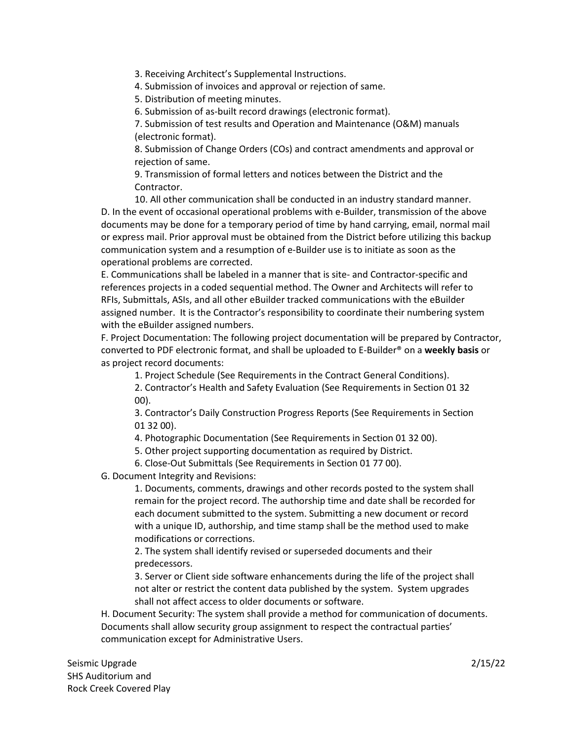3. Receiving Architect's Supplemental Instructions.
4. Submission of invoices and approval or rejection of same.
5. Distribution of meeting minutes.
6. Submission of as-built record drawings (electronic format).
7. Submission of test results and Operation and Maintenance (O&M) manuals (electronic format).
8. Submission of Change Orders (COs) and contract amendments and approval or rejection of same.
9. Transmission of formal letters and notices between the District and the Contractor.
10. All other communication shall be conducted in an industry standard manner.

D. In the event of occasional operational problems with e-Builder, transmission of the above documents may be done for a temporary period of time by hand carrying, email, normal mail or express mail. Prior approval must be obtained from the District before utilizing this backup communication system and a resumption of e-Builder use is to initiate as soon as the operational problems are corrected.

E. Communications shall be labeled in a manner that is site- and Contractor-specific and references projects in a coded sequential method. The Owner and Architects will refer to RFIs, Submittals, ASIs, and all other eBuilder tracked communications with the eBuilder assigned number. It is the Contractor's responsibility to coordinate their numbering system with the eBuilder assigned numbers.

F. Project Documentation: The following project documentation will be prepared by Contractor, converted to PDF electronic format, and shall be uploaded to E-Builder® on a **weekly basis** or as project record documents:

1. Project Schedule (See Requirements in the Contract General Conditions).
2. Contractor's Health and Safety Evaluation (See Requirements in Section 01 32 00).
3. Contractor's Daily Construction Progress Reports (See Requirements in Section 01 32 00).
4. Photographic Documentation (See Requirements in Section 01 32 00).
5. Other project supporting documentation as required by District.
6. Close-Out Submittals (See Requirements in Section 01 77 00).

G. Document Integrity and Revisions:

1. Documents, comments, drawings and other records posted to the system shall remain for the project record. The authorship time and date shall be recorded for each document submitted to the system. Submitting a new document or record with a unique ID, authorship, and time stamp shall be the method used to make modifications or corrections.
2. The system shall identify revised or superseded documents and their predecessors.
3. Server or Client side software enhancements during the life of the project shall not alter or restrict the content data published by the system. System upgrades shall not affect access to older documents or software.

H. Document Security: The system shall provide a method for communication of documents. Documents shall allow security group assignment to respect the contractual parties' communication except for Administrative Users.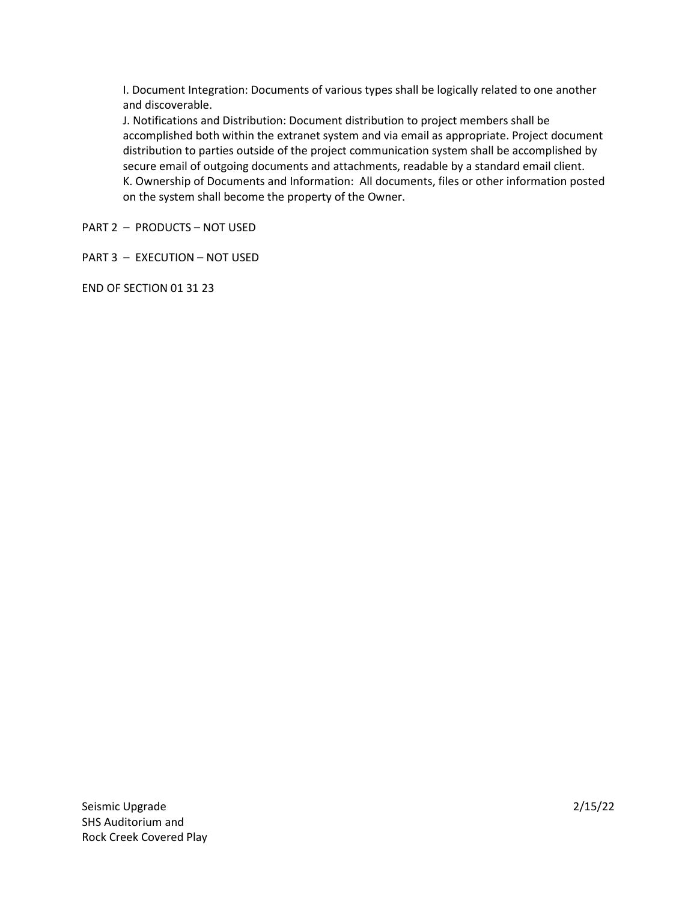I. Document Integration: Documents of various types shall be logically related to one another and discoverable.

J. Notifications and Distribution: Document distribution to project members shall be accomplished both within the extranet system and via email as appropriate. Project document distribution to parties outside of the project communication system shall be accomplished by secure email of outgoing documents and attachments, readable by a standard email client.

K. Ownership of Documents and Information: All documents, files or other information posted on the system shall become the property of the Owner.

PART 2 – PRODUCTS – NOT USED

PART 3 – EXECUTION – NOT USED

END OF SECTION 01 31 23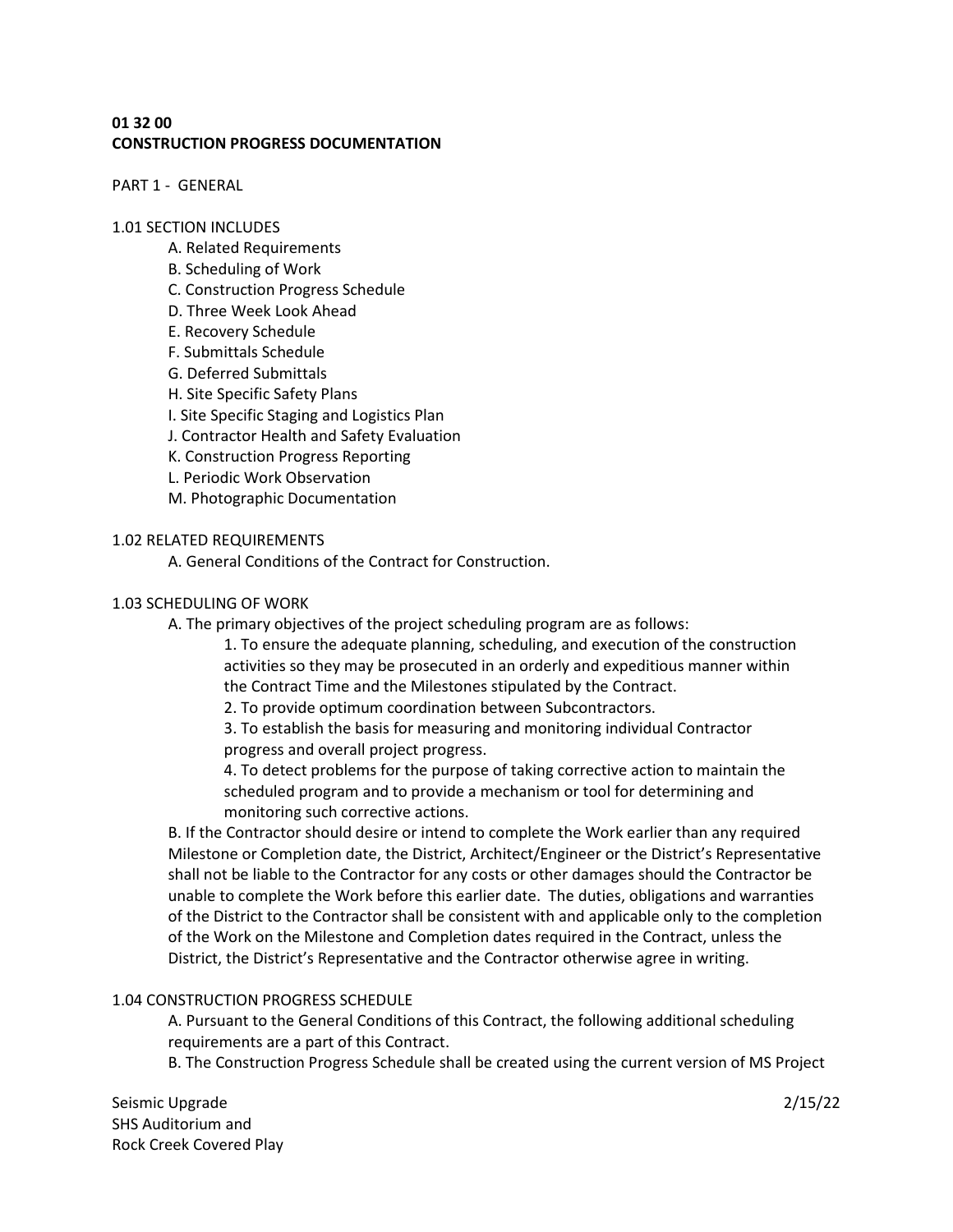**01 32 00**
**CONSTRUCTION PROGRESS DOCUMENTATION**

PART 1 - GENERAL

1.01 SECTION INCLUDES

- A. Related Requirements
- B. Scheduling of Work
- C. Construction Progress Schedule
- D. Three Week Look Ahead
- E. Recovery Schedule
- F. Submittals Schedule
- G. Deferred Submittals
- H. Site Specific Safety Plans
- I. Site Specific Staging and Logistics Plan
- J. Contractor Health and Safety Evaluation
- K. Construction Progress Reporting
- L. Periodic Work Observation
- M. Photographic Documentation

1.02 RELATED REQUIREMENTS

A. General Conditions of the Contract for Construction.

1.03 SCHEDULING OF WORK

A. The primary objectives of the project scheduling program are as follows:

1. To ensure the adequate planning, scheduling, and execution of the construction activities so they may be prosecuted in an orderly and expeditious manner within the Contract Time and the Milestones stipulated by the Contract.
2. To provide optimum coordination between Subcontractors.
3. To establish the basis for measuring and monitoring individual Contractor progress and overall project progress.
4. To detect problems for the purpose of taking corrective action to maintain the scheduled program and to provide a mechanism or tool for determining and monitoring such corrective actions.

B. If the Contractor should desire or intend to complete the Work earlier than any required Milestone or Completion date, the District, Architect/Engineer or the District's Representative shall not be liable to the Contractor for any costs or other damages should the Contractor be unable to complete the Work before this earlier date. The duties, obligations and warranties of the District to the Contractor shall be consistent with and applicable only to the completion of the Work on the Milestone and Completion dates required in the Contract, unless the District, the District's Representative and the Contractor otherwise agree in writing.

1.04 CONSTRUCTION PROGRESS SCHEDULE

A. Pursuant to the General Conditions of this Contract, the following additional scheduling requirements are a part of this Contract.

B. The Construction Progress Schedule shall be created using the current version of MS Project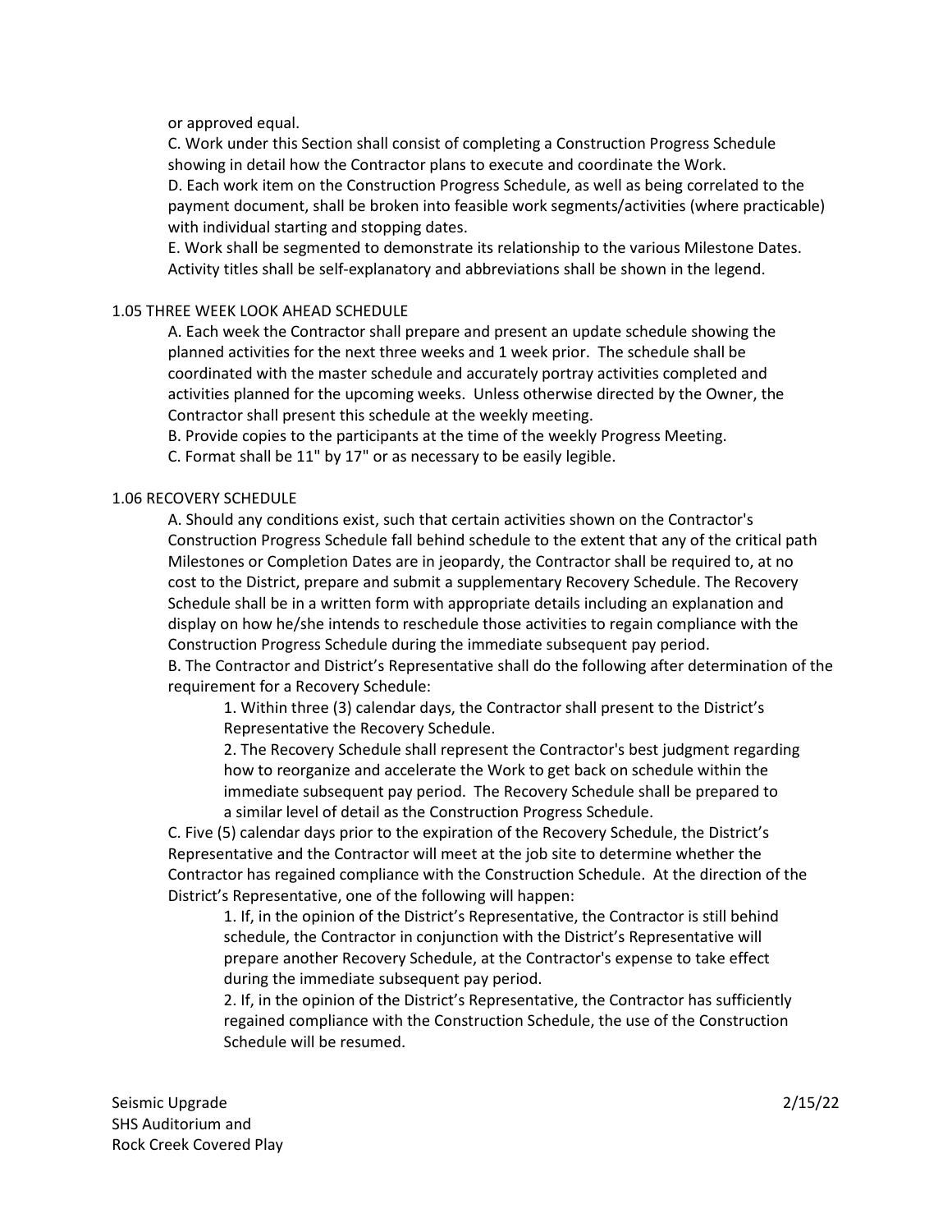or approved equal.

C. Work under this Section shall consist of completing a Construction Progress Schedule showing in detail how the Contractor plans to execute and coordinate the Work.

D. Each work item on the Construction Progress Schedule, as well as being correlated to the payment document, shall be broken into feasible work segments/activities (where practicable) with individual starting and stopping dates.

E. Work shall be segmented to demonstrate its relationship to the various Milestone Dates. Activity titles shall be self-explanatory and abbreviations shall be shown in the legend.

## 1.05 THREE WEEK LOOK AHEAD SCHEDULE

A. Each week the Contractor shall prepare and present an update schedule showing the planned activities for the next three weeks and 1 week prior. The schedule shall be coordinated with the master schedule and accurately portray activities completed and activities planned for the upcoming weeks. Unless otherwise directed by the Owner, the Contractor shall present this schedule at the weekly meeting.

B. Provide copies to the participants at the time of the weekly Progress Meeting.

C. Format shall be 11" by 17" or as necessary to be easily legible.

## 1.06 RECOVERY SCHEDULE

A. Should any conditions exist, such that certain activities shown on the Contractor's Construction Progress Schedule fall behind schedule to the extent that any of the critical path Milestones or Completion Dates are in jeopardy, the Contractor shall be required to, at no cost to the District, prepare and submit a supplementary Recovery Schedule. The Recovery Schedule shall be in a written form with appropriate details including an explanation and display on how he/she intends to reschedule those activities to regain compliance with the Construction Progress Schedule during the immediate subsequent pay period.

B. The Contractor and District's Representative shall do the following after determination of the requirement for a Recovery Schedule:

1. Within three (3) calendar days, the Contractor shall present to the District's Representative the Recovery Schedule.
2. The Recovery Schedule shall represent the Contractor's best judgment regarding how to reorganize and accelerate the Work to get back on schedule within the immediate subsequent pay period. The Recovery Schedule shall be prepared to a similar level of detail as the Construction Progress Schedule.

C. Five (5) calendar days prior to the expiration of the Recovery Schedule, the District's Representative and the Contractor will meet at the job site to determine whether the Contractor has regained compliance with the Construction Schedule. At the direction of the District's Representative, one of the following will happen:

1. If, in the opinion of the District's Representative, the Contractor is still behind schedule, the Contractor in conjunction with the District's Representative will prepare another Recovery Schedule, at the Contractor's expense to take effect during the immediate subsequent pay period.
2. If, in the opinion of the District's Representative, the Contractor has sufficiently regained compliance with the Construction Schedule, the use of the Construction Schedule will be resumed.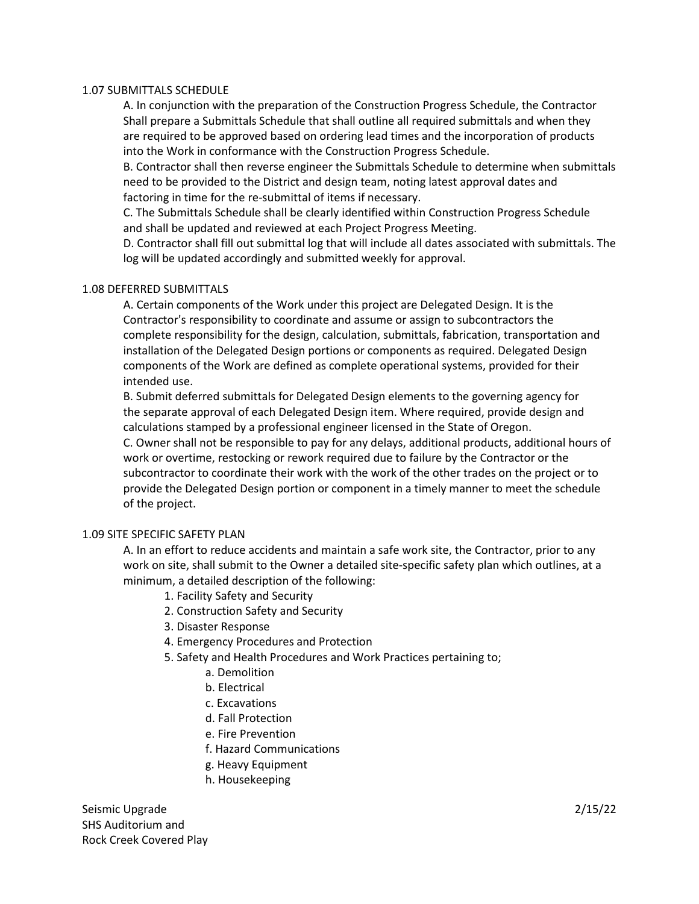### 1.07 SUBMITTALS SCHEDULE

A. In conjunction with the preparation of the Construction Progress Schedule, the Contractor Shall prepare a Submittals Schedule that shall outline all required submittals and when they are required to be approved based on ordering lead times and the incorporation of products into the Work in conformance with the Construction Progress Schedule.

B. Contractor shall then reverse engineer the Submittals Schedule to determine when submittals need to be provided to the District and design team, noting latest approval dates and factoring in time for the re-submittal of items if necessary.

C. The Submittals Schedule shall be clearly identified within Construction Progress Schedule and shall be updated and reviewed at each Project Progress Meeting.

D. Contractor shall fill out submittal log that will include all dates associated with submittals. The log will be updated accordingly and submitted weekly for approval.

### 1.08 DEFERRED SUBMITTALS

A. Certain components of the Work under this project are Delegated Design. It is the Contractor's responsibility to coordinate and assume or assign to subcontractors the complete responsibility for the design, calculation, submittals, fabrication, transportation and installation of the Delegated Design portions or components as required. Delegated Design components of the Work are defined as complete operational systems, provided for their intended use.

B. Submit deferred submittals for Delegated Design elements to the governing agency for the separate approval of each Delegated Design item. Where required, provide design and calculations stamped by a professional engineer licensed in the State of Oregon.

C. Owner shall not be responsible to pay for any delays, additional products, additional hours of work or overtime, restocking or rework required due to failure by the Contractor or the subcontractor to coordinate their work with the work of the other trades on the project or to provide the Delegated Design portion or component in a timely manner to meet the schedule of the project.

### 1.09 SITE SPECIFIC SAFETY PLAN

A. In an effort to reduce accidents and maintain a safe work site, the Contractor, prior to any work on site, shall submit to the Owner a detailed site-specific safety plan which outlines, at a minimum, a detailed description of the following:

1. Facility Safety and Security
2. Construction Safety and Security
3. Disaster Response
4. Emergency Procedures and Protection
5. Safety and Health Procedures and Work Practices pertaining to;
    - a. Demolition
    - b. Electrical
    - c. Excavations
    - d. Fall Protection
    - e. Fire Prevention
    - f. Hazard Communications
    - g. Heavy Equipment
    - h. Housekeeping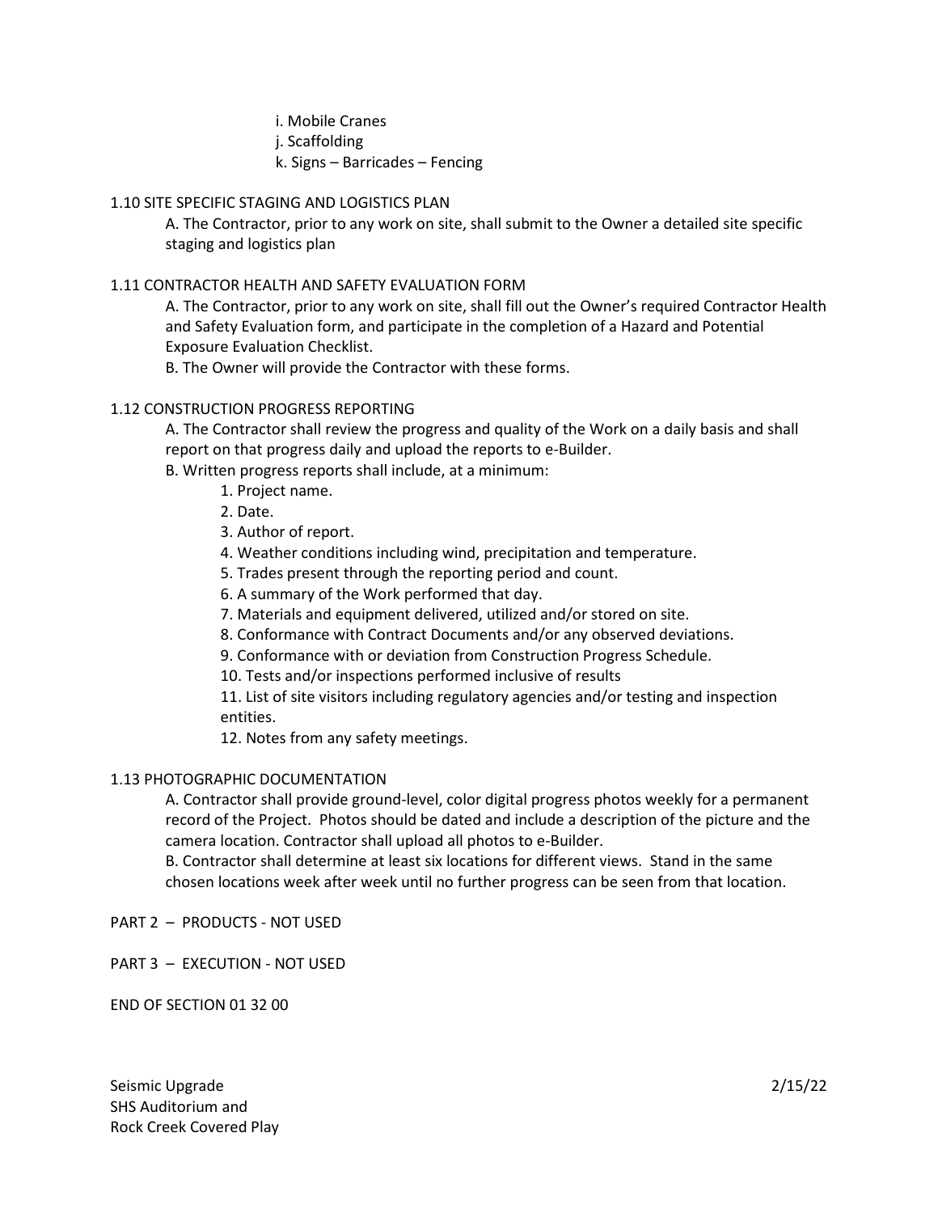i. Mobile Cranes
j. Scaffolding
k. Signs – Barricades – Fencing

## 1.10 SITE SPECIFIC STAGING AND LOGISTICS PLAN

A. The Contractor, prior to any work on site, shall submit to the Owner a detailed site specific staging and logistics plan

## 1.11 CONTRACTOR HEALTH AND SAFETY EVALUATION FORM

A. The Contractor, prior to any work on site, shall fill out the Owner's required Contractor Health and Safety Evaluation form, and participate in the completion of a Hazard and Potential Exposure Evaluation Checklist.

B. The Owner will provide the Contractor with these forms.

## 1.12 CONSTRUCTION PROGRESS REPORTING

A. The Contractor shall review the progress and quality of the Work on a daily basis and shall report on that progress daily and upload the reports to e-Builder.

B. Written progress reports shall include, at a minimum:

1. Project name.
2. Date.
3. Author of report.
4. Weather conditions including wind, precipitation and temperature.
5. Trades present through the reporting period and count.
6. A summary of the Work performed that day.
7. Materials and equipment delivered, utilized and/or stored on site.
8. Conformance with Contract Documents and/or any observed deviations.
9. Conformance with or deviation from Construction Progress Schedule.
10. Tests and/or inspections performed inclusive of results
11. List of site visitors including regulatory agencies and/or testing and inspection entities.
12. Notes from any safety meetings.

## 1.13 PHOTOGRAPHIC DOCUMENTATION

A. Contractor shall provide ground-level, color digital progress photos weekly for a permanent record of the Project. Photos should be dated and include a description of the picture and the camera location. Contractor shall upload all photos to e-Builder.

B. Contractor shall determine at least six locations for different views. Stand in the same chosen locations week after week until no further progress can be seen from that location.

## PART 2 – PRODUCTS - NOT USED

## PART 3 – EXECUTION - NOT USED

END OF SECTION 01 32 00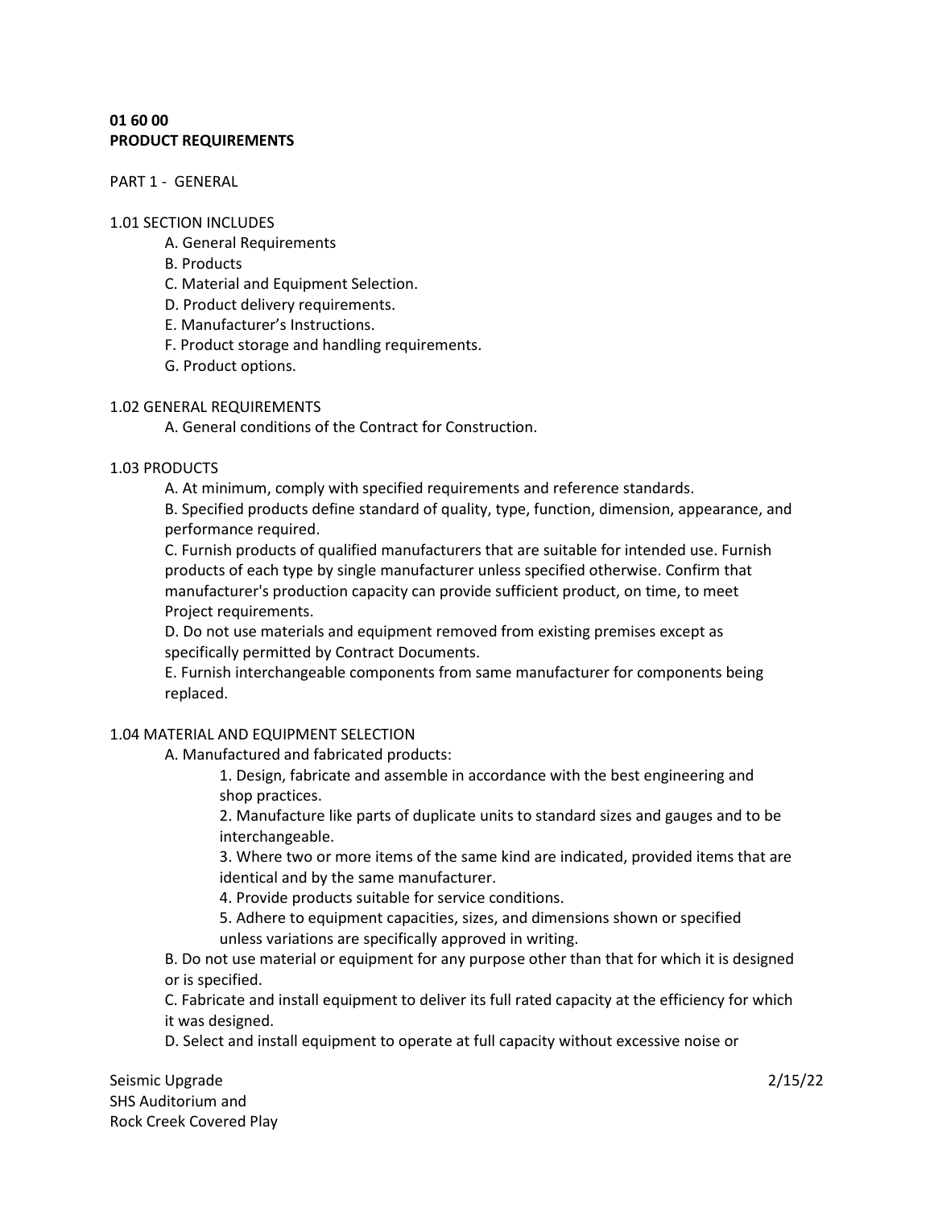**01 60 00**
**PRODUCT REQUIREMENTS**

PART 1 - GENERAL

1.01 SECTION INCLUDES

A. General Requirements
B. Products
C. Material and Equipment Selection.
D. Product delivery requirements.
E. Manufacturer's Instructions.
F. Product storage and handling requirements.
G. Product options.

1.02 GENERAL REQUIREMENTS

A. General conditions of the Contract for Construction.

1.03 PRODUCTS

A. At minimum, comply with specified requirements and reference standards.
B. Specified products define standard of quality, type, function, dimension, appearance, and performance required.
C. Furnish products of qualified manufacturers that are suitable for intended use. Furnish products of each type by single manufacturer unless specified otherwise. Confirm that manufacturer's production capacity can provide sufficient product, on time, to meet Project requirements.
D. Do not use materials and equipment removed from existing premises except as specifically permitted by Contract Documents.
E. Furnish interchangeable components from same manufacturer for components being replaced.

1.04 MATERIAL AND EQUIPMENT SELECTION

A. Manufactured and fabricated products:

1. Design, fabricate and assemble in accordance with the best engineering and shop practices.
2. Manufacture like parts of duplicate units to standard sizes and gauges and to be interchangeable.
3. Where two or more items of the same kind are indicated, provided items that are identical and by the same manufacturer.
4. Provide products suitable for service conditions.
5. Adhere to equipment capacities, sizes, and dimensions shown or specified unless variations are specifically approved in writing.

B. Do not use material or equipment for any purpose other than that for which it is designed or is specified.
C. Fabricate and install equipment to deliver its full rated capacity at the efficiency for which it was designed.
D. Select and install equipment to operate at full capacity without excessive noise or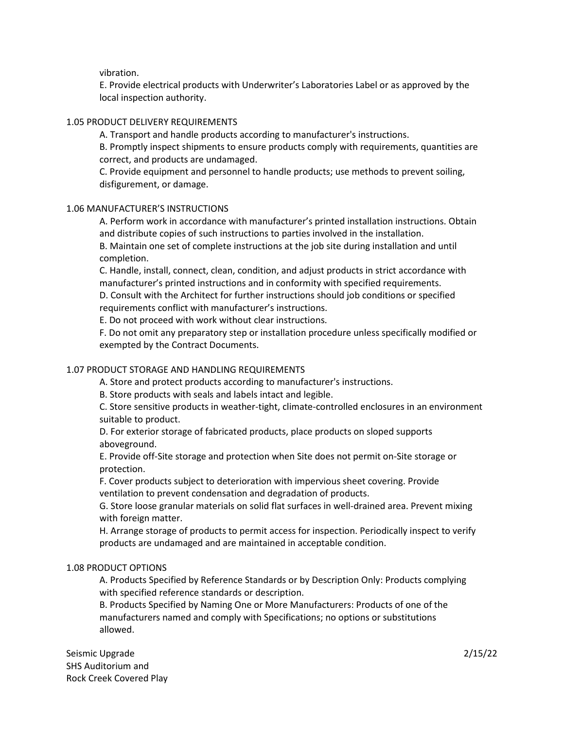vibration.

E. Provide electrical products with Underwriter's Laboratories Label or as approved by the local inspection authority.

1.05 PRODUCT DELIVERY REQUIREMENTS

A. Transport and handle products according to manufacturer's instructions.

B. Promptly inspect shipments to ensure products comply with requirements, quantities are correct, and products are undamaged.

C. Provide equipment and personnel to handle products; use methods to prevent soiling, disfigurement, or damage.

1.06 MANUFACTURER'S INSTRUCTIONS

A. Perform work in accordance with manufacturer's printed installation instructions. Obtain and distribute copies of such instructions to parties involved in the installation.

B. Maintain one set of complete instructions at the job site during installation and until completion.

C. Handle, install, connect, clean, condition, and adjust products in strict accordance with manufacturer's printed instructions and in conformity with specified requirements.

D. Consult with the Architect for further instructions should job conditions or specified requirements conflict with manufacturer's instructions.

E. Do not proceed with work without clear instructions.

F. Do not omit any preparatory step or installation procedure unless specifically modified or exempted by the Contract Documents.

1.07 PRODUCT STORAGE AND HANDLING REQUIREMENTS

A. Store and protect products according to manufacturer's instructions.

B. Store products with seals and labels intact and legible.

C. Store sensitive products in weather-tight, climate-controlled enclosures in an environment suitable to product.

D. For exterior storage of fabricated products, place products on sloped supports aboveground.

E. Provide off-Site storage and protection when Site does not permit on-Site storage or protection.

F. Cover products subject to deterioration with impervious sheet covering. Provide ventilation to prevent condensation and degradation of products.

G. Store loose granular materials on solid flat surfaces in well-drained area. Prevent mixing with foreign matter.

H. Arrange storage of products to permit access for inspection. Periodically inspect to verify products are undamaged and are maintained in acceptable condition.

1.08 PRODUCT OPTIONS

A. Products Specified by Reference Standards or by Description Only: Products complying with specified reference standards or description.

B. Products Specified by Naming One or More Manufacturers: Products of one of the manufacturers named and comply with Specifications; no options or substitutions allowed.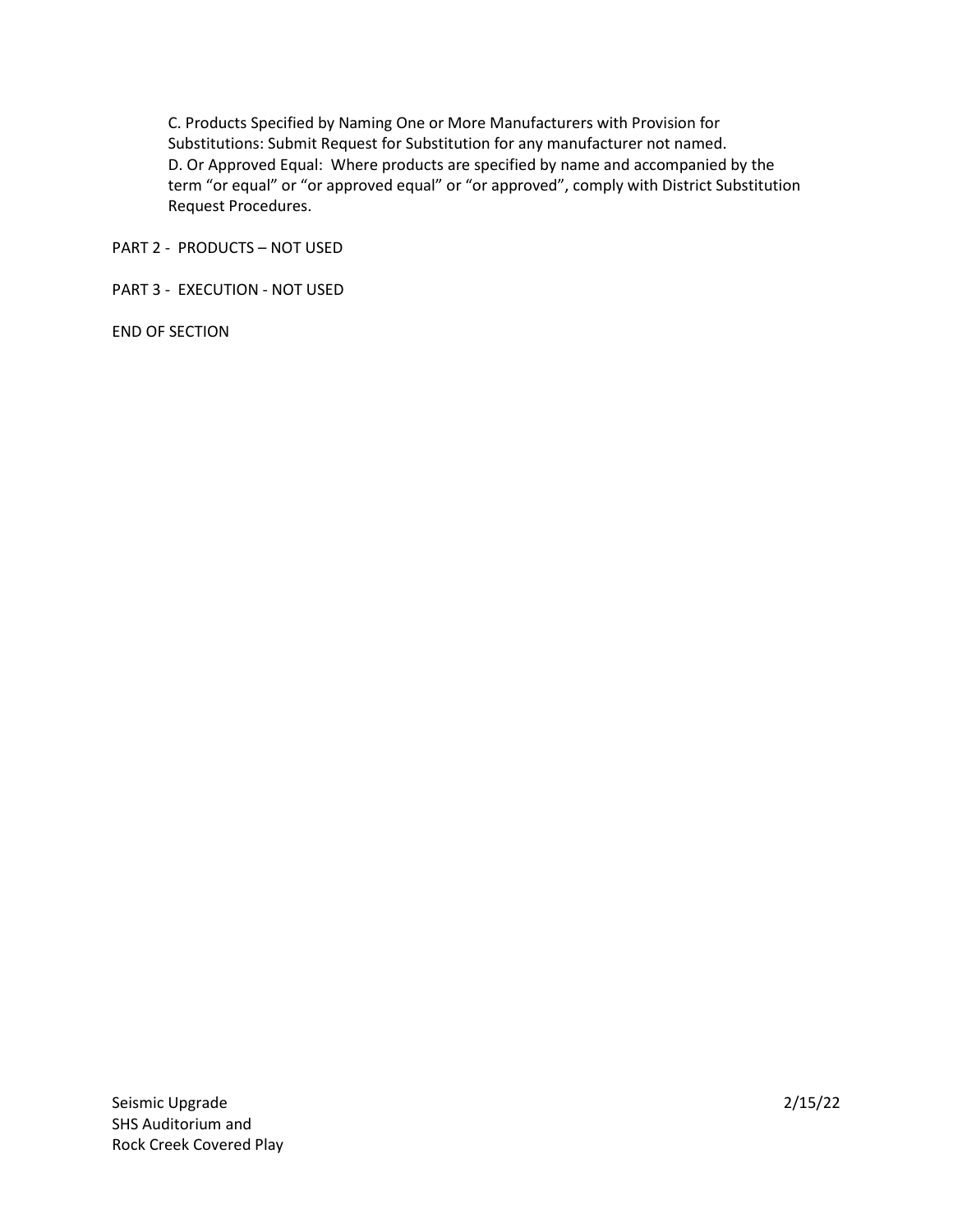C. Products Specified by Naming One or More Manufacturers with Provision for Substitutions: Submit Request for Substitution for any manufacturer not named.

D. Or Approved Equal: Where products are specified by name and accompanied by the term “or equal” or “or approved equal” or “or approved”, comply with District Substitution Request Procedures.

PART 2 - PRODUCTS – NOT USED

PART 3 - EXECUTION - NOT USED

END OF SECTION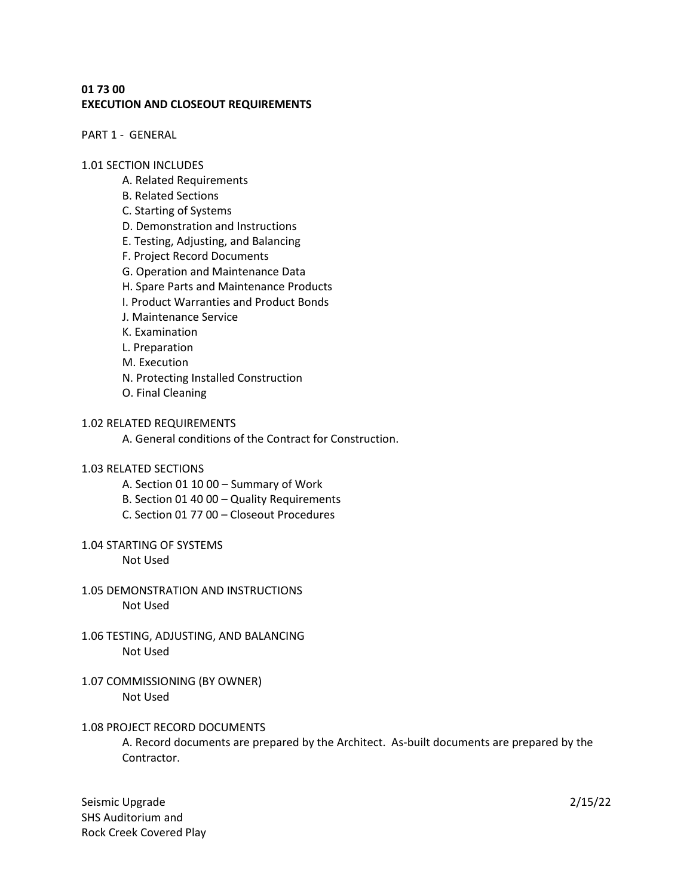**01 73 00**
**EXECUTION AND CLOSEOUT REQUIREMENTS**

PART 1 - GENERAL

1.01 SECTION INCLUDES

A. Related Requirements
B. Related Sections
C. Starting of Systems
D. Demonstration and Instructions
E. Testing, Adjusting, and Balancing
F. Project Record Documents
G. Operation and Maintenance Data
H. Spare Parts and Maintenance Products
I. Product Warranties and Product Bonds
J. Maintenance Service
K. Examination
L. Preparation
M. Execution
N. Protecting Installed Construction
O. Final Cleaning

1.02 RELATED REQUIREMENTS

A. General conditions of the Contract for Construction.

1.03 RELATED SECTIONS

A. Section 01 10 00 – Summary of Work
B. Section 01 40 00 – Quality Requirements
C. Section 01 77 00 – Closeout Procedures

1.04 STARTING OF SYSTEMS

Not Used

1.05 DEMONSTRATION AND INSTRUCTIONS

Not Used

1.06 TESTING, ADJUSTING, AND BALANCING

Not Used

1.07 COMMISSIONING (BY OWNER)

Not Used

1.08 PROJECT RECORD DOCUMENTS

A. Record documents are prepared by the Architect. As-built documents are prepared by the Contractor.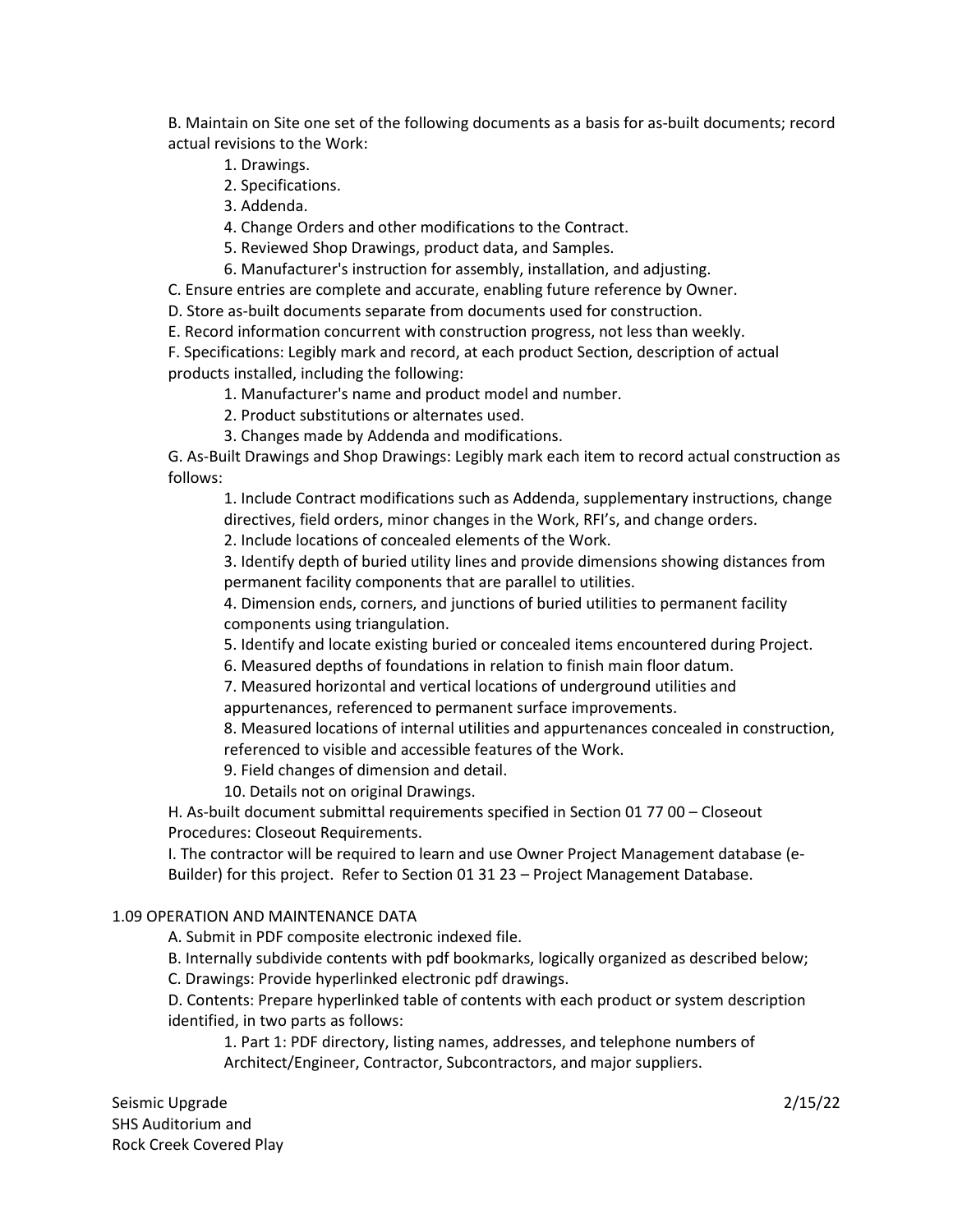B. Maintain on Site one set of the following documents as a basis for as-built documents; record actual revisions to the Work:

1. Drawings.
2. Specifications.
3. Addenda.
4. Change Orders and other modifications to the Contract.
5. Reviewed Shop Drawings, product data, and Samples.
6. Manufacturer's instruction for assembly, installation, and adjusting.

C. Ensure entries are complete and accurate, enabling future reference by Owner.

D. Store as-built documents separate from documents used for construction.

E. Record information concurrent with construction progress, not less than weekly.

F. Specifications: Legibly mark and record, at each product Section, description of actual products installed, including the following:

1. Manufacturer's name and product model and number.
2. Product substitutions or alternates used.
3. Changes made by Addenda and modifications.

G. As-Built Drawings and Shop Drawings: Legibly mark each item to record actual construction as follows:

1. Include Contract modifications such as Addenda, supplementary instructions, change directives, field orders, minor changes in the Work, RFI's, and change orders.
2. Include locations of concealed elements of the Work.
3. Identify depth of buried utility lines and provide dimensions showing distances from permanent facility components that are parallel to utilities.
4. Dimension ends, corners, and junctions of buried utilities to permanent facility components using triangulation.
5. Identify and locate existing buried or concealed items encountered during Project.
6. Measured depths of foundations in relation to finish main floor datum.
7. Measured horizontal and vertical locations of underground utilities and appurtenances, referenced to permanent surface improvements.
8. Measured locations of internal utilities and appurtenances concealed in construction, referenced to visible and accessible features of the Work.
9. Field changes of dimension and detail.
10. Details not on original Drawings.

H. As-built document submittal requirements specified in Section 01 77 00 – Closeout Procedures: Closeout Requirements.

I. The contractor will be required to learn and use Owner Project Management database (e-Builder) for this project. Refer to Section 01 31 23 – Project Management Database.

1.09 OPERATION AND MAINTENANCE DATA

A. Submit in PDF composite electronic indexed file.

B. Internally subdivide contents with pdf bookmarks, logically organized as described below;

C. Drawings: Provide hyperlinked electronic pdf drawings.

D. Contents: Prepare hyperlinked table of contents with each product or system description identified, in two parts as follows:

1. Part 1: PDF directory, listing names, addresses, and telephone numbers of Architect/Engineer, Contractor, Subcontractors, and major suppliers.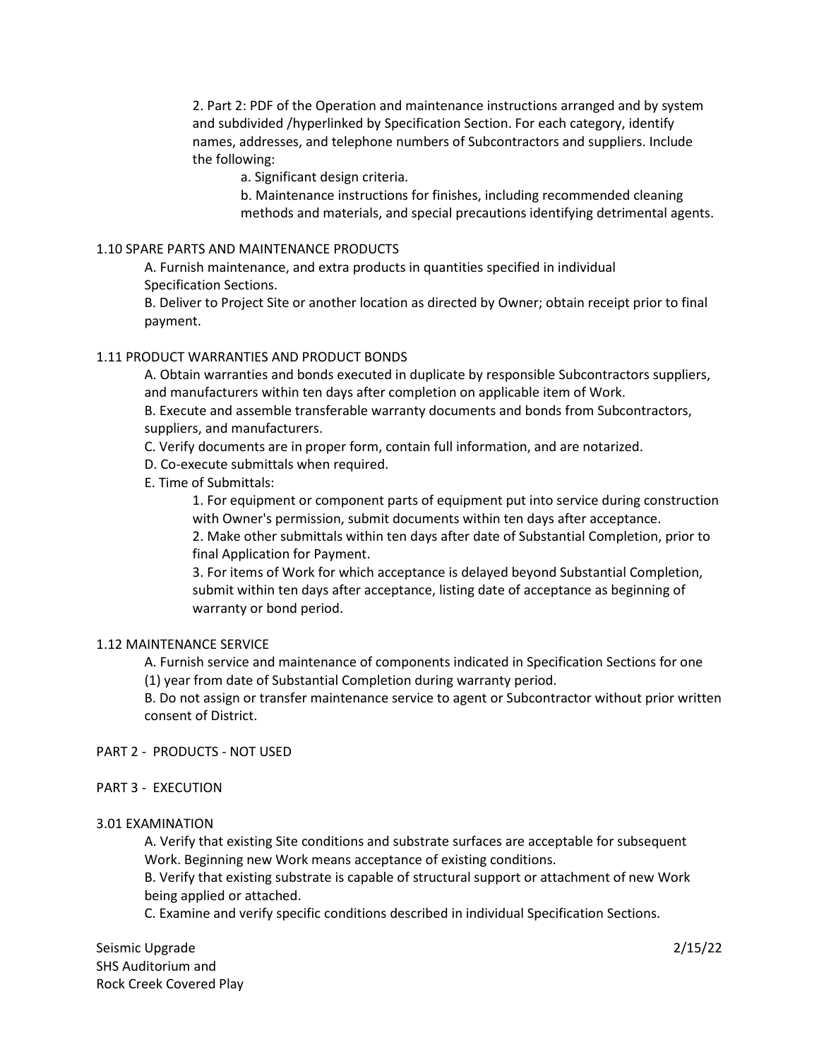2. Part 2: PDF of the Operation and maintenance instructions arranged and by system and subdivided /hyperlinked by Specification Section. For each category, identify names, addresses, and telephone numbers of Subcontractors and suppliers. Include the following:

    a. Significant design criteria.

    b. Maintenance instructions for finishes, including recommended cleaning methods and materials, and special precautions identifying detrimental agents.

1.10 SPARE PARTS AND MAINTENANCE PRODUCTS

A. Furnish maintenance, and extra products in quantities specified in individual Specification Sections.

B. Deliver to Project Site or another location as directed by Owner; obtain receipt prior to final payment.

1.11 PRODUCT WARRANTIES AND PRODUCT BONDS

A. Obtain warranties and bonds executed in duplicate by responsible Subcontractors suppliers, and manufacturers within ten days after completion on applicable item of Work.

B. Execute and assemble transferable warranty documents and bonds from Subcontractors, suppliers, and manufacturers.

C. Verify documents are in proper form, contain full information, and are notarized.

D. Co-execute submittals when required.

E. Time of Submittals:

1. For equipment or component parts of equipment put into service during construction with Owner's permission, submit documents within ten days after acceptance.

2. Make other submittals within ten days after date of Substantial Completion, prior to final Application for Payment.

3. For items of Work for which acceptance is delayed beyond Substantial Completion, submit within ten days after acceptance, listing date of acceptance as beginning of warranty or bond period.

1.12 MAINTENANCE SERVICE

A. Furnish service and maintenance of components indicated in Specification Sections for one (1) year from date of Substantial Completion during warranty period.

B. Do not assign or transfer maintenance service to agent or Subcontractor without prior written consent of District.

PART 2 - PRODUCTS - NOT USED

PART 3 - EXECUTION

3.01 EXAMINATION

A. Verify that existing Site conditions and substrate surfaces are acceptable for subsequent Work. Beginning new Work means acceptance of existing conditions.

B. Verify that existing substrate is capable of structural support or attachment of new Work being applied or attached.

C. Examine and verify specific conditions described in individual Specification Sections.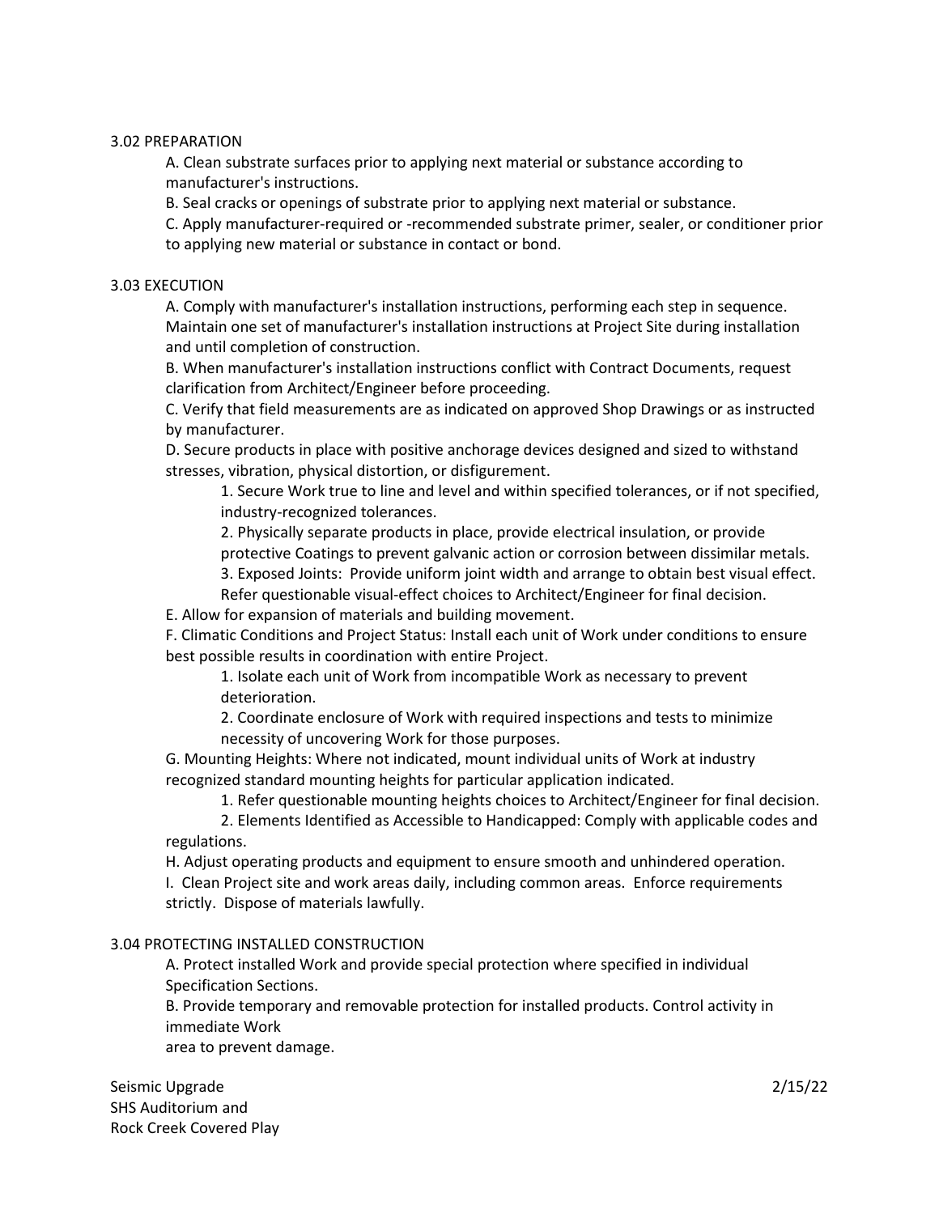### 3.02 PREPARATION

A. Clean substrate surfaces prior to applying next material or substance according to manufacturer's instructions.

B. Seal cracks or openings of substrate prior to applying next material or substance.

C. Apply manufacturer-required or -recommended substrate primer, sealer, or conditioner prior to applying new material or substance in contact or bond.

### 3.03 EXECUTION

A. Comply with manufacturer's installation instructions, performing each step in sequence. Maintain one set of manufacturer's installation instructions at Project Site during installation and until completion of construction.

B. When manufacturer's installation instructions conflict with Contract Documents, request clarification from Architect/Engineer before proceeding.

C. Verify that field measurements are as indicated on approved Shop Drawings or as instructed by manufacturer.

D. Secure products in place with positive anchorage devices designed and sized to withstand stresses, vibration, physical distortion, or disfigurement.

1. Secure Work true to line and level and within specified tolerances, or if not specified, industry-recognized tolerances.
2. Physically separate products in place, provide electrical insulation, or provide protective Coatings to prevent galvanic action or corrosion between dissimilar metals.
3. Exposed Joints: Provide uniform joint width and arrange to obtain best visual effect. Refer questionable visual-effect choices to Architect/Engineer for final decision.

E. Allow for expansion of materials and building movement.

F. Climatic Conditions and Project Status: Install each unit of Work under conditions to ensure best possible results in coordination with entire Project.

1. Isolate each unit of Work from incompatible Work as necessary to prevent deterioration.
2. Coordinate enclosure of Work with required inspections and tests to minimize necessity of uncovering Work for those purposes.

G. Mounting Heights: Where not indicated, mount individual units of Work at industry recognized standard mounting heights for particular application indicated.

1. Refer questionable mounting heights choices to Architect/Engineer for final decision.
2. Elements Identified as Accessible to Handicapped: Comply with applicable codes and regulations.

H. Adjust operating products and equipment to ensure smooth and unhindered operation.

I. Clean Project site and work areas daily, including common areas. Enforce requirements strictly. Dispose of materials lawfully.

### 3.04 PROTECTING INSTALLED CONSTRUCTION

A. Protect installed Work and provide special protection where specified in individual Specification Sections.

B. Provide temporary and removable protection for installed products. Control activity in immediate Work area to prevent damage.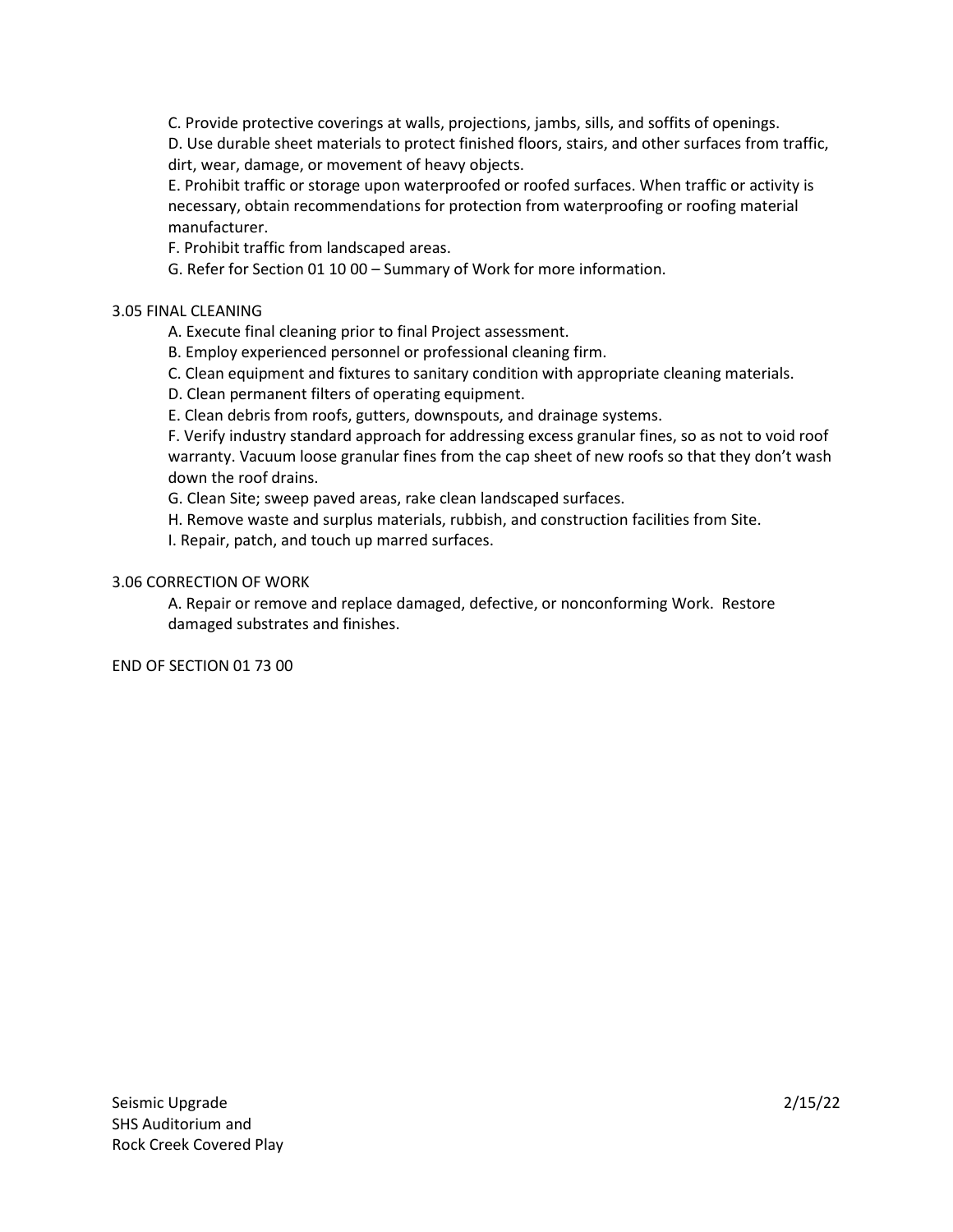C. Provide protective coverings at walls, projections, jambs, sills, and soffits of openings.

D. Use durable sheet materials to protect finished floors, stairs, and other surfaces from traffic, dirt, wear, damage, or movement of heavy objects.

E. Prohibit traffic or storage upon waterproofed or roofed surfaces. When traffic or activity is necessary, obtain recommendations for protection from waterproofing or roofing material manufacturer.

F. Prohibit traffic from landscaped areas.

G. Refer for Section 01 10 00 – Summary of Work for more information.

3.05 FINAL CLEANING

A. Execute final cleaning prior to final Project assessment.

B. Employ experienced personnel or professional cleaning firm.

C. Clean equipment and fixtures to sanitary condition with appropriate cleaning materials.

D. Clean permanent filters of operating equipment.

E. Clean debris from roofs, gutters, downspouts, and drainage systems.

F. Verify industry standard approach for addressing excess granular fines, so as not to void roof warranty. Vacuum loose granular fines from the cap sheet of new roofs so that they don't wash down the roof drains.

G. Clean Site; sweep paved areas, rake clean landscaped surfaces.

H. Remove waste and surplus materials, rubbish, and construction facilities from Site.

I. Repair, patch, and touch up marred surfaces.

3.06 CORRECTION OF WORK

A. Repair or remove and replace damaged, defective, or nonconforming Work. Restore damaged substrates and finishes.

END OF SECTION 01 73 00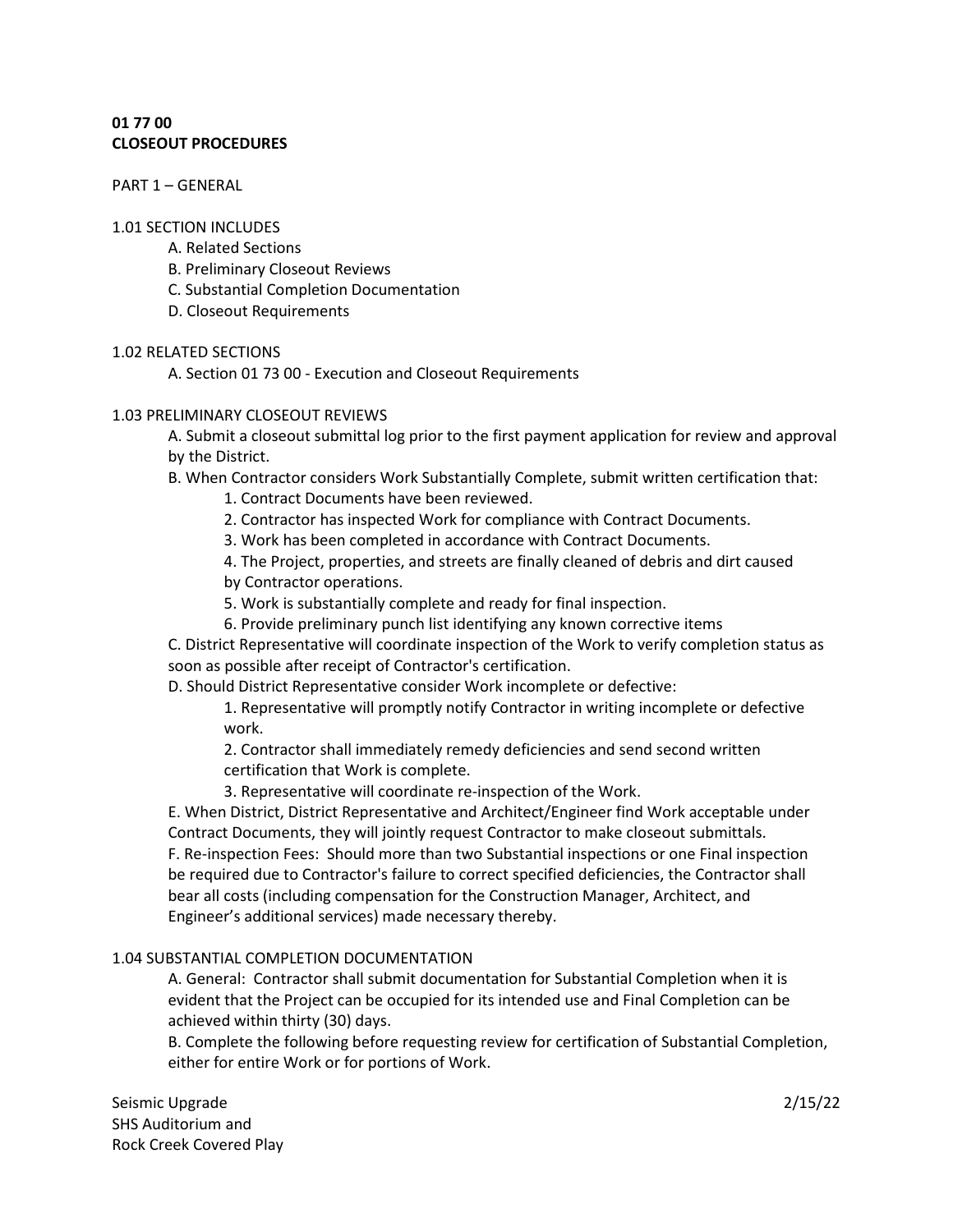**01 77 00**
**CLOSEOUT PROCEDURES**

PART 1 – GENERAL

1.01 SECTION INCLUDES

A. Related Sections
B. Preliminary Closeout Reviews
C. Substantial Completion Documentation
D. Closeout Requirements

1.02 RELATED SECTIONS

A. Section 01 73 00 - Execution and Closeout Requirements

1.03 PRELIMINARY CLOSEOUT REVIEWS

A. Submit a closeout submittal log prior to the first payment application for review and approval by the District.

B. When Contractor considers Work Substantially Complete, submit written certification that:

1. Contract Documents have been reviewed.
2. Contractor has inspected Work for compliance with Contract Documents.
3. Work has been completed in accordance with Contract Documents.
4. The Project, properties, and streets are finally cleaned of debris and dirt caused by Contractor operations.
5. Work is substantially complete and ready for final inspection.
6. Provide preliminary punch list identifying any known corrective items

C. District Representative will coordinate inspection of the Work to verify completion status as soon as possible after receipt of Contractor's certification.

D. Should District Representative consider Work incomplete or defective:

1. Representative will promptly notify Contractor in writing incomplete or defective work.
2. Contractor shall immediately remedy deficiencies and send second written certification that Work is complete.
3. Representative will coordinate re-inspection of the Work.

E. When District, District Representative and Architect/Engineer find Work acceptable under Contract Documents, they will jointly request Contractor to make closeout submittals.

F. Re-inspection Fees: Should more than two Substantial inspections or one Final inspection be required due to Contractor's failure to correct specified deficiencies, the Contractor shall bear all costs (including compensation for the Construction Manager, Architect, and Engineer's additional services) made necessary thereby.

1.04 SUBSTANTIAL COMPLETION DOCUMENTATION

A. General: Contractor shall submit documentation for Substantial Completion when it is evident that the Project can be occupied for its intended use and Final Completion can be achieved within thirty (30) days.

B. Complete the following before requesting review for certification of Substantial Completion, either for entire Work or for portions of Work.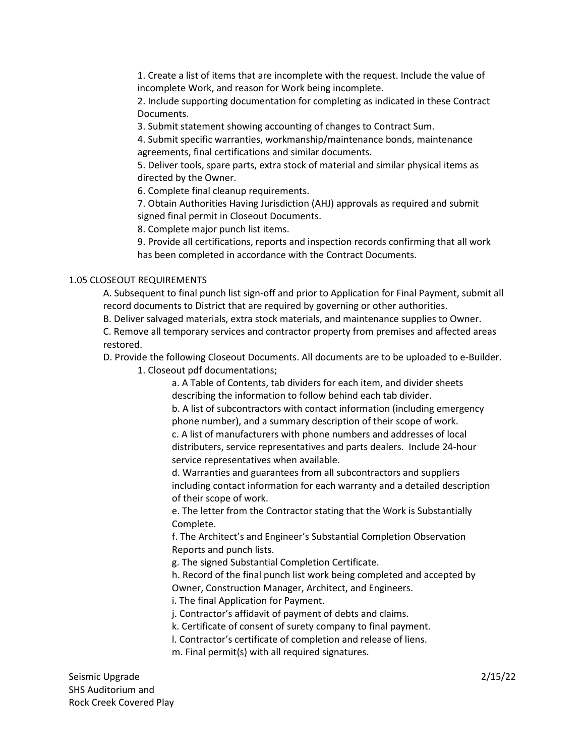1. Create a list of items that are incomplete with the request. Include the value of incomplete Work, and reason for Work being incomplete.
2. Include supporting documentation for completing as indicated in these Contract Documents.
3. Submit statement showing accounting of changes to Contract Sum.
4. Submit specific warranties, workmanship/maintenance bonds, maintenance agreements, final certifications and similar documents.
5. Deliver tools, spare parts, extra stock of material and similar physical items as directed by the Owner.
6. Complete final cleanup requirements.
7. Obtain Authorities Having Jurisdiction (AHJ) approvals as required and submit signed final permit in Closeout Documents.
8. Complete major punch list items.
9. Provide all certifications, reports and inspection records confirming that all work has been completed in accordance with the Contract Documents.

1.05 CLOSEOUT REQUIREMENTS

A. Subsequent to final punch list sign-off and prior to Application for Final Payment, submit all record documents to District that are required by governing or other authorities.

B. Deliver salvaged materials, extra stock materials, and maintenance supplies to Owner.

C. Remove all temporary services and contractor property from premises and affected areas restored.

D. Provide the following Closeout Documents. All documents are to be uploaded to e-Builder.

1. Closeout pdf documentations;
    - a. A Table of Contents, tab dividers for each item, and divider sheets describing the information to follow behind each tab divider.
    - b. A list of subcontractors with contact information (including emergency phone number), and a summary description of their scope of work.
    - c. A list of manufacturers with phone numbers and addresses of local distributers, service representatives and parts dealers. Include 24-hour service representatives when available.
    - d. Warranties and guarantees from all subcontractors and suppliers including contact information for each warranty and a detailed description of their scope of work.
    - e. The letter from the Contractor stating that the Work is Substantially Complete.
    - f. The Architect's and Engineer's Substantial Completion Observation Reports and punch lists.
    - g. The signed Substantial Completion Certificate.
    - h. Record of the final punch list work being completed and accepted by Owner, Construction Manager, Architect, and Engineers.
    - i. The final Application for Payment.
    - j. Contractor's affidavit of payment of debts and claims.
    - k. Certificate of consent of surety company to final payment.
    - l. Contractor's certificate of completion and release of liens.
    - m. Final permit(s) with all required signatures.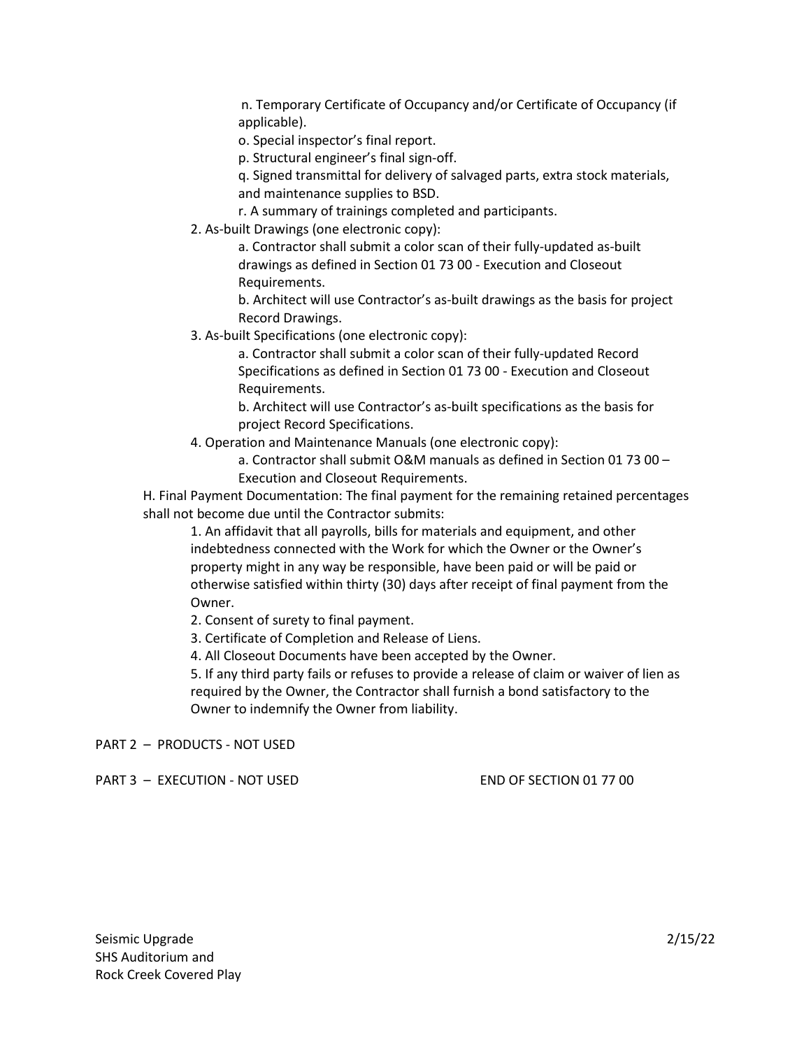n. Temporary Certificate of Occupancy and/or Certificate of Occupancy (if applicable).

o. Special inspector's final report.

p. Structural engineer's final sign-off.

q. Signed transmittal for delivery of salvaged parts, extra stock materials, and maintenance supplies to BSD.

r. A summary of trainings completed and participants.

2. As-built Drawings (one electronic copy):

   a. Contractor shall submit a color scan of their fully-updated as-built drawings as defined in Section 01 73 00 - Execution and Closeout Requirements.

   b. Architect will use Contractor's as-built drawings as the basis for project Record Drawings.

3. As-built Specifications (one electronic copy):

   a. Contractor shall submit a color scan of their fully-updated Record Specifications as defined in Section 01 73 00 - Execution and Closeout Requirements.

   b. Architect will use Contractor's as-built specifications as the basis for project Record Specifications.

4. Operation and Maintenance Manuals (one electronic copy):

   a. Contractor shall submit O&M manuals as defined in Section 01 73 00 – Execution and Closeout Requirements.

H. Final Payment Documentation: The final payment for the remaining retained percentages shall not become due until the Contractor submits:

1. An affidavit that all payrolls, bills for materials and equipment, and other indebtedness connected with the Work for which the Owner or the Owner's property might in any way be responsible, have been paid or will be paid or otherwise satisfied within thirty (30) days after receipt of final payment from the Owner.

2. Consent of surety to final payment.

3. Certificate of Completion and Release of Liens.

4. All Closeout Documents have been accepted by the Owner.

5. If any third party fails or refuses to provide a release of claim or waiver of lien as required by the Owner, the Contractor shall furnish a bond satisfactory to the Owner to indemnify the Owner from liability.

PART 2 – PRODUCTS - NOT USED

PART 3 – EXECUTION - NOT USED

END OF SECTION 01 77 00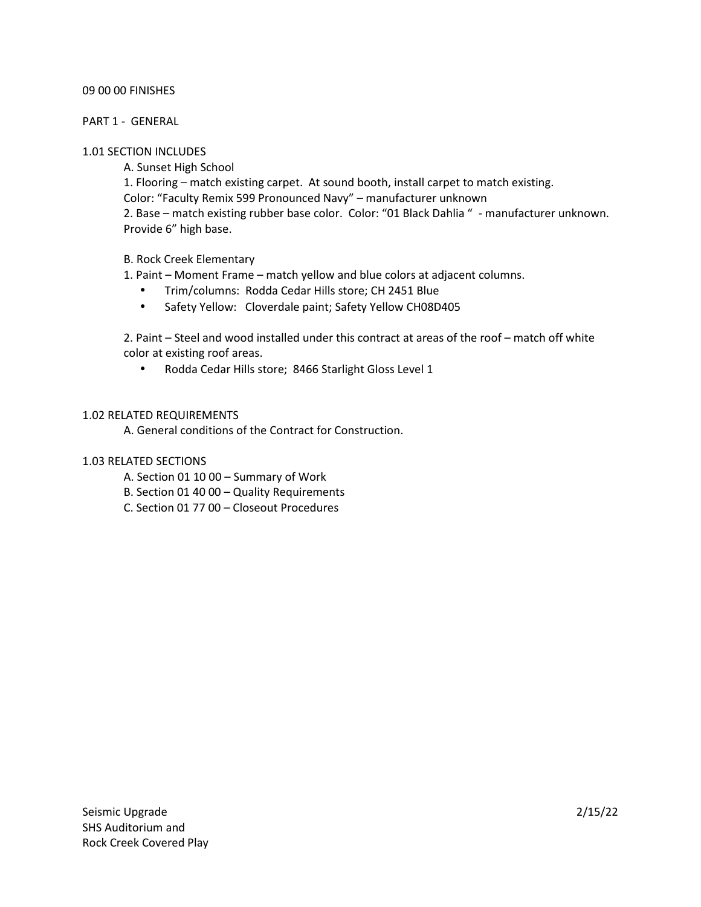# 09 00 00 FINISHES

## PART 1 - GENERAL

### 1.01 SECTION INCLUDES

A. Sunset High School

1. Flooring – match existing carpet. At sound booth, install carpet to match existing. Color: “Faculty Remix 599 Pronounced Navy” – manufacturer unknown
2. Base – match existing rubber base color. Color: “01 Black Dahlia “ - manufacturer unknown. Provide 6” high base.

B. Rock Creek Elementary

1. Paint – Moment Frame – match yellow and blue colors at adjacent columns.
   - Trim/columns: Rodda Cedar Hills store; CH 2451 Blue
   - Safety Yellow: Cloverdale paint; Safety Yellow CH08D405

2. Paint – Steel and wood installed under this contract at areas of the roof – match off white color at existing roof areas.
   - Rodda Cedar Hills store; 8466 Starlight Gloss Level 1

### 1.02 RELATED REQUIREMENTS

A. General conditions of the Contract for Construction.

### 1.03 RELATED SECTIONS

A. Section 01 10 00 – Summary of Work

B. Section 01 40 00 – Quality Requirements

C. Section 01 77 00 – Closeout Procedures